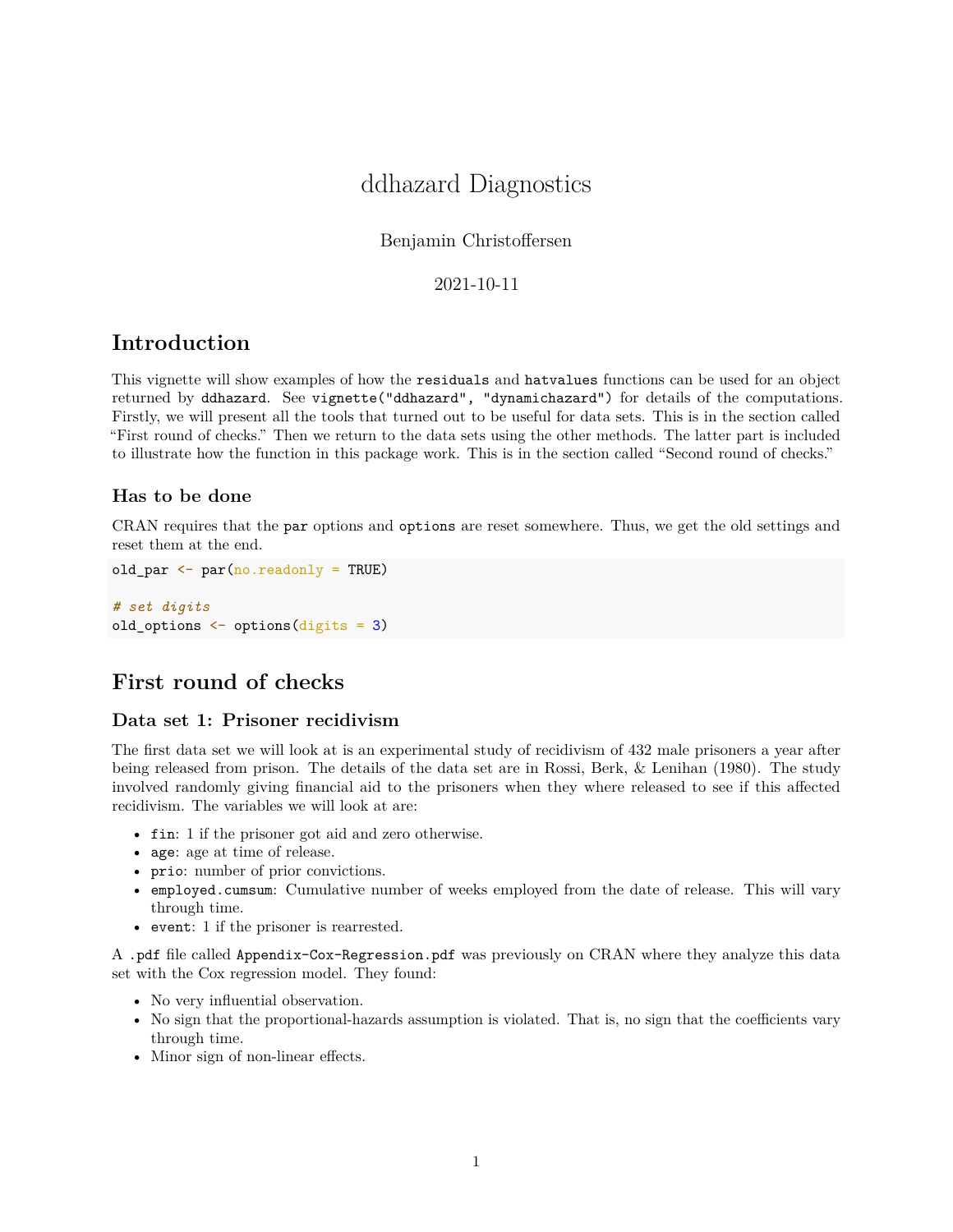# ddhazard Diagnostics

Benjamin Christoffersen

2021-10-11

## Introduction

This vignette will show examples of how the `residuals` and `hatvalues` functions can be used for an object returned by `ddhazard`. See `vignette("ddhazard", "dynamichazard")` for details of the computations. Firstly, we will present all the tools that turned out to be useful for data sets. This is in the section called "First round of checks." Then we return to the data sets using the other methods. The latter part is included to illustrate how the function in this package work. This is in the section called "Second round of checks."

### Has to be done

CRAN requires that the `par` options and `options` are reset somewhere. Thus, we get the old settings and reset them at the end.

```
old_par <- par(no.readonly = TRUE)

# set digits
old_options <- options(digits = 3)
```

## First round of checks

### Data set 1: Prisoner recidivism

The first data set we will look at is an experimental study of recidivism of 432 male prisoners a year after being released from prison. The details of the data set are in Rossi, Berk, & Lenihan (1980). The study involved randomly giving financial aid to the prisoners when they where released to see if this affected recidivism. The variables we will look at are:

- `fin`: 1 if the prisoner got aid and zero otherwise.
- `age`: age at time of release.
- `prio`: number of prior convictions.
- `employed.cumsum`: Cumulative number of weeks employed from the date of release. This will vary through time.
- `event`: 1 if the prisoner is rearrested.

A `.pdf` file called `Appendix-Cox-Regression.pdf` was previously on CRAN where they analyze this data set with the Cox regression model. They found:

- No very influential observation.
- No sign that the proportional-hazards assumption is violated. That is, no sign that the coefficients vary through time.
- Minor sign of non-linear effects.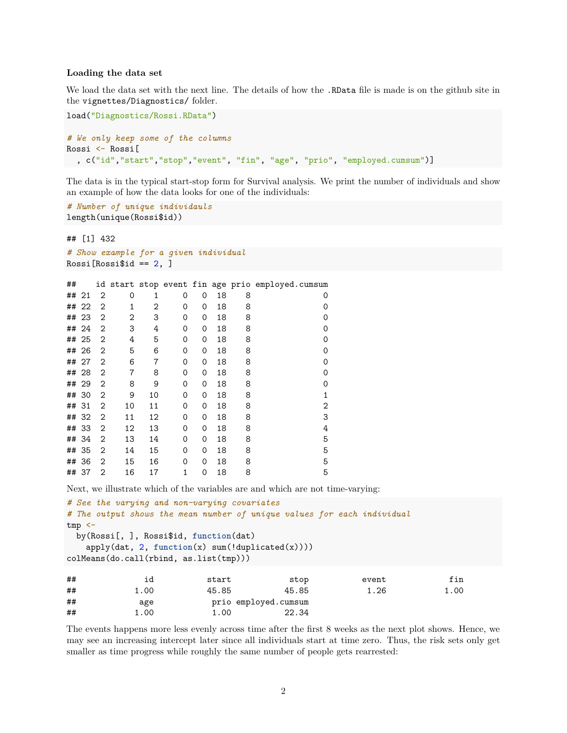**Loading the data set**

We load the data set with the next line. The details of how the `.RData` file is made is on the github site in the `vignettes/Diagnostics/` folder.

```
load("Diagnostics/Rossi.RData")

# We only keep some of the columns
Rossi <- Rossi[
  , c("id","start","stop","event", "fin", "age", "prio", "employed.cumsum")]
```

The data is in the typical start-stop form for Survival analysis. We print the number of individuals and show an example of how the data looks for one of the individuals:

```
# Number of unique individauls
length(unique(Rossi$id))
```

```
## [1] 432
```

```
# Show example for a given individual
Rossi[Rossi$id == 2, ]
```

```
##    id start stop event fin age prio employed.cumsum
## 21  2     0    1     0   0  18    8               0
## 22  2     1    2     0   0  18    8               0
## 23  2     2    3     0   0  18    8               0
## 24  2     3    4     0   0  18    8               0
## 25  2     4    5     0   0  18    8               0
## 26  2     5    6     0   0  18    8               0
## 27  2     6    7     0   0  18    8               0
## 28  2     7    8     0   0  18    8               0
## 29  2     8    9     0   0  18    8               0
## 30  2     9   10     0   0  18    8               1
## 31  2    10   11     0   0  18    8               2
## 32  2    11   12     0   0  18    8               3
## 33  2    12   13     0   0  18    8               4
## 34  2    13   14     0   0  18    8               5
## 35  2    14   15     0   0  18    8               5
## 36  2    15   16     0   0  18    8               5
## 37  2    16   17     1   0  18    8               5
```

Next, we illustrate which of the variables are and which are not time-varying:

```
# See the varying and non-varying covariates
# The output shows the mean number of unique values for each individual
tmp <-
  by(Rossi[, ], Rossi$id, function(dat)
    apply(dat, 2, function(x) sum(!duplicated(x))))
colMeans(do.call(rbind, as.list(tmp)))
```

```
##              id           start            stop           event             fin
##            1.00           45.85           45.85            1.26            1.00
##             age            prio employed.cumsum
##            1.00            1.00           22.34
```

The events happens more less evenly across time after the first 8 weeks as the next plot shows. Hence, we may see an increasing intercept later since all individuals start at time zero. Thus, the risk sets only get smaller as time progress while roughly the same number of people gets rearrested: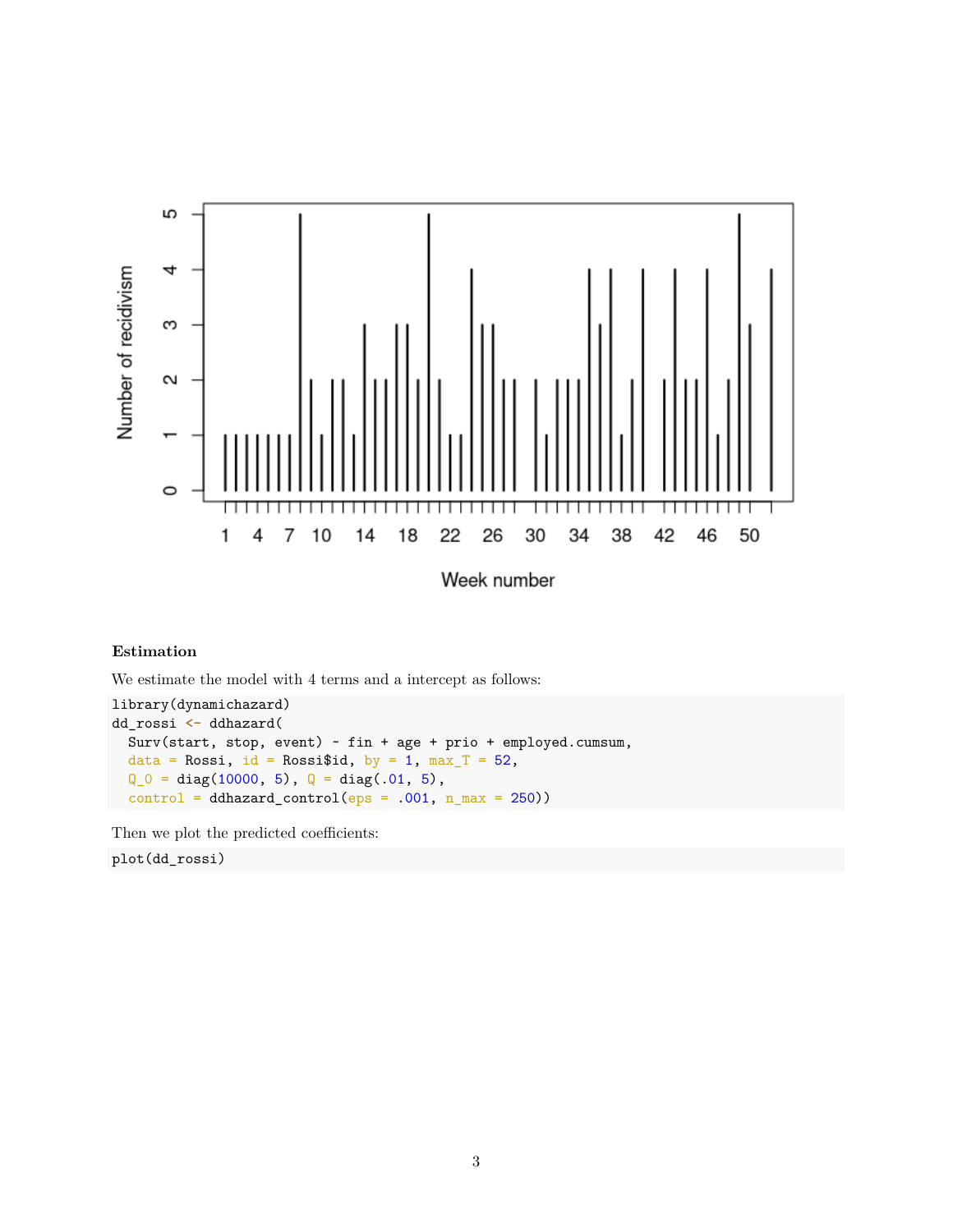**Estimation**

We estimate the model with 4 terms and a intercept as follows:

```
library(dynamichazard)
dd_rossi <- ddhazard(
  Surv(start, stop, event) ~ fin + age + prio + employed.cumsum,
  data = Rossi, id = Rossi$id, by = 1, max_T = 52,
  Q_0 = diag(10000, 5), Q = diag(.01, 5),
  control = ddhazard_control(eps = .001, n_max = 250))
```

Then we plot the predicted coefficients:

```
plot(dd_rossi)
```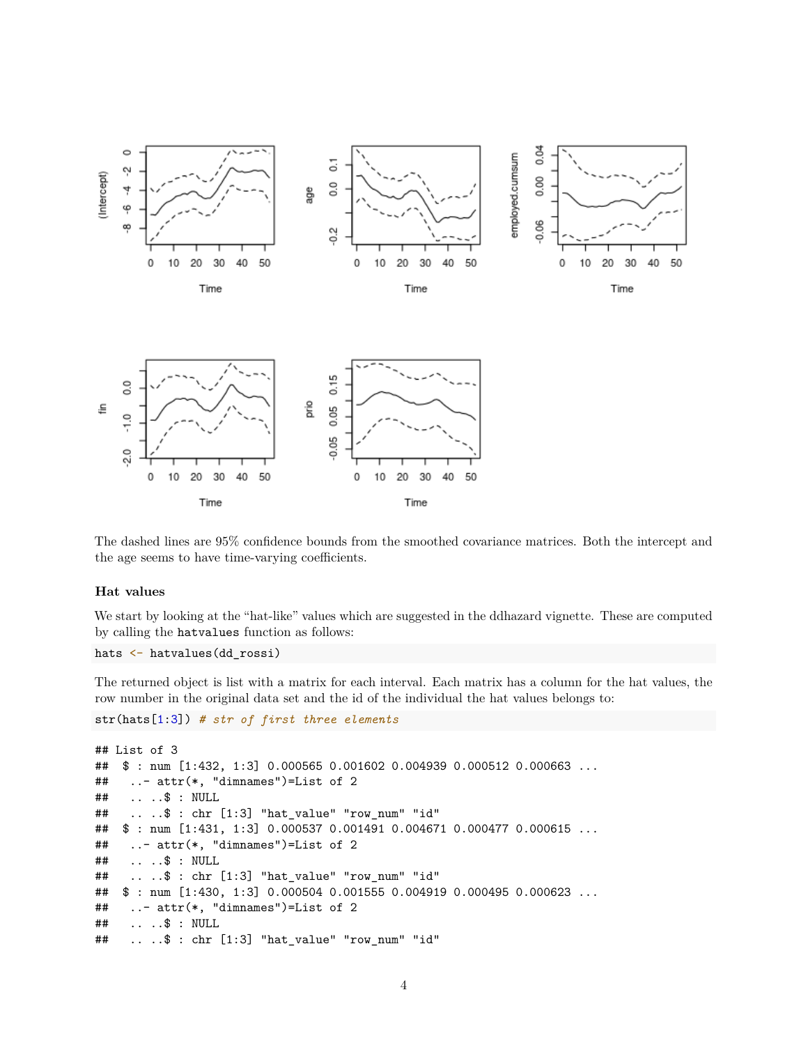The dashed lines are 95% confidence bounds from the smoothed covariance matrices. Both the intercept and the age seems to have time-varying coefficients.

### Hat values

We start by looking at the "hat-like" values which are suggested in the ddhazard vignette. These are computed by calling the `hatvalues` function as follows:

```
hats <- hatvalues(dd_rossi)
```

The returned object is list with a matrix for each interval. Each matrix has a column for the hat values, the row number in the original data set and the id of the individual the hat values belongs to:

```
str(hats[1:3]) # str of first three elements
```

```
## List of 3
##  $ : num [1:432, 1:3] 0.000565 0.001602 0.004939 0.000512 0.000663 ...
##   ..- attr(*, "dimnames")=List of 2
##   .. ..$ : NULL
##   .. ..$ : chr [1:3] "hat_value" "row_num" "id"
##  $ : num [1:431, 1:3] 0.000537 0.001491 0.004671 0.000477 0.000615 ...
##   ..- attr(*, "dimnames")=List of 2
##   .. ..$ : NULL
##   .. ..$ : chr [1:3] "hat_value" "row_num" "id"
##  $ : num [1:430, 1:3] 0.000504 0.001555 0.004919 0.000495 0.000623 ...
##   ..- attr(*, "dimnames")=List of 2
##   .. ..$ : NULL
##   .. ..$ : chr [1:3] "hat_value" "row_num" "id"
```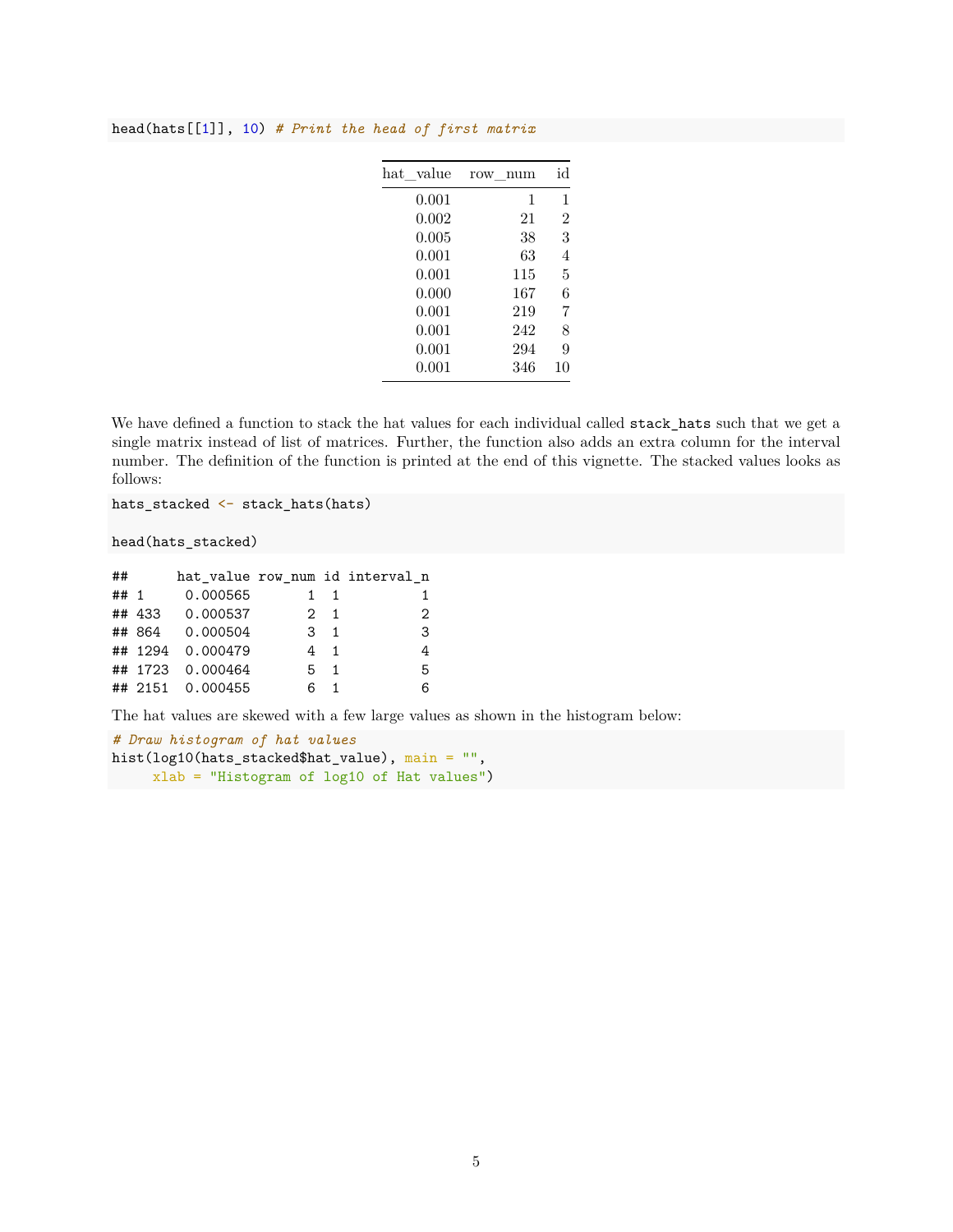```
head(hats[[1]], 10) # Print the head of first matrix
```

| hat_value | row_num | id |
|---|---|---|
| 0.001 | 1 | 1 |
| 0.002 | 21 | 2 |
| 0.005 | 38 | 3 |
| 0.001 | 63 | 4 |
| 0.001 | 115 | 5 |
| 0.000 | 167 | 6 |
| 0.001 | 219 | 7 |
| 0.001 | 242 | 8 |
| 0.001 | 294 | 9 |
| 0.001 | 346 | 10 |

We have defined a function to stack the hat values for each individual called `stack_hats` such that we get a single matrix instead of list of matrices. Further, the function also adds an extra column for the interval number. The definition of the function is printed at the end of this vignette. The stacked values looks as follows:

```
hats_stacked <- stack_hats(hats)

head(hats_stacked)
```

```
##      hat_value row_num id interval_n
## 1     0.000565       1  1          1
## 433   0.000537       2  1          2
## 864   0.000504       3  1          3
## 1294  0.000479       4  1          4
## 1723  0.000464       5  1          5
## 2151  0.000455       6  1          6
```

The hat values are skewed with a few large values as shown in the histogram below:

```
# Draw histogram of hat values
hist(log10(hats_stacked$hat_value), main = "",
     xlab = "Histogram of log10 of Hat values")
```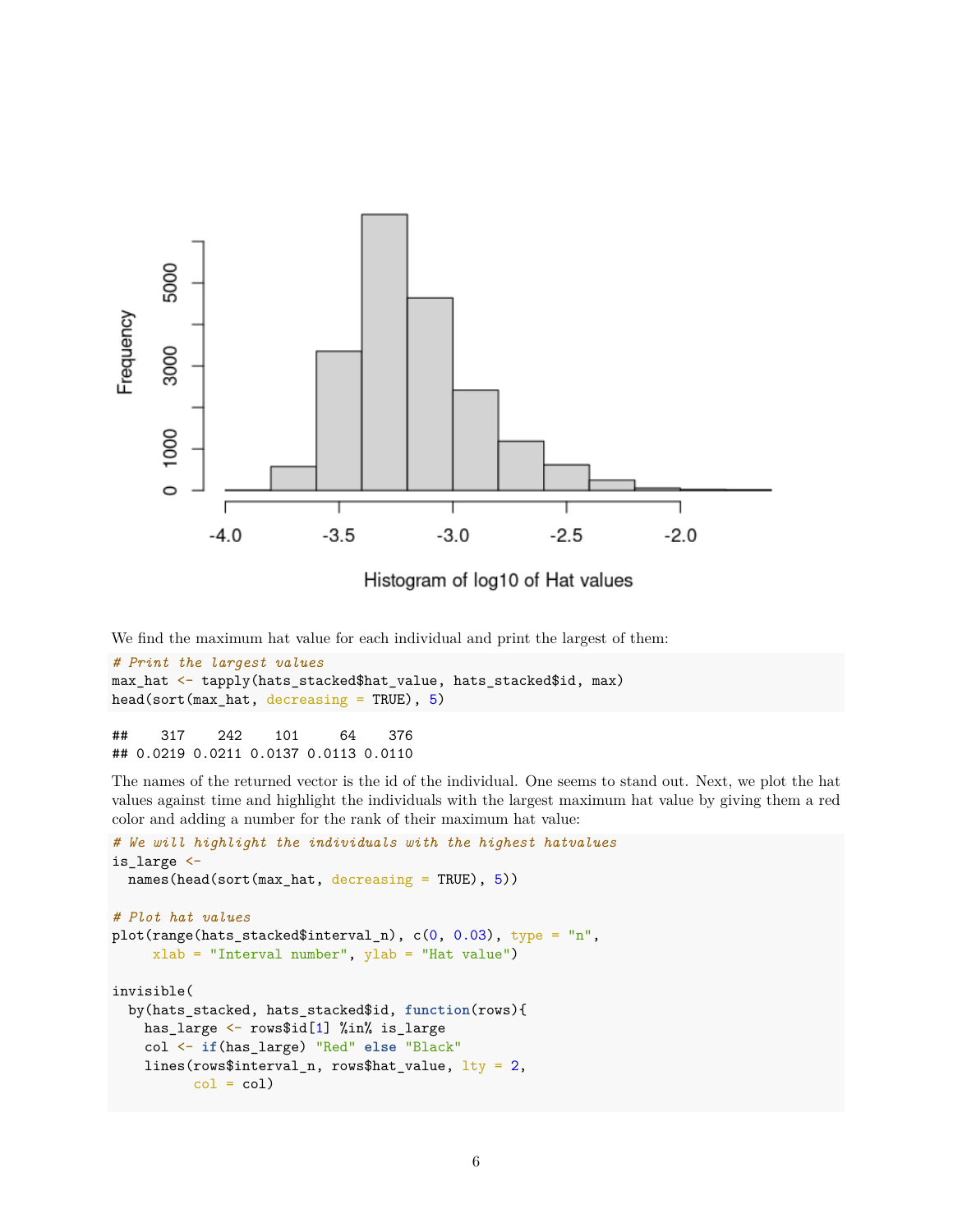Histogram of log10 of Hat values

We find the maximum hat value for each individual and print the largest of them:

```
# Print the largest values
max_hat <- tapply(hats_stacked$hat_value, hats_stacked$id, max)
head(sort(max_hat, decreasing = TRUE), 5)
```

```
##    317    242    101     64    376
## 0.0219 0.0211 0.0137 0.0113 0.0110
```

The names of the returned vector is the id of the individual. One seems to stand out. Next, we plot the hat values against time and highlight the individuals with the largest maximum hat value by giving them a red color and adding a number for the rank of their maximum hat value:

```
# We will highlight the individuals with the highest hatvalues
is_large <-
  names(head(sort(max_hat, decreasing = TRUE), 5))

# Plot hat values
plot(range(hats_stacked$interval_n), c(0, 0.03), type = "n",
     xlab = "Interval number", ylab = "Hat value")

invisible(
  by(hats_stacked, hats_stacked$id, function(rows){
    has_large <- rows$id[1] %in% is_large
    col <- if(has_large) "Red" else "Black"
    lines(rows$interval_n, rows$hat_value, lty = 2,
          col = col)
```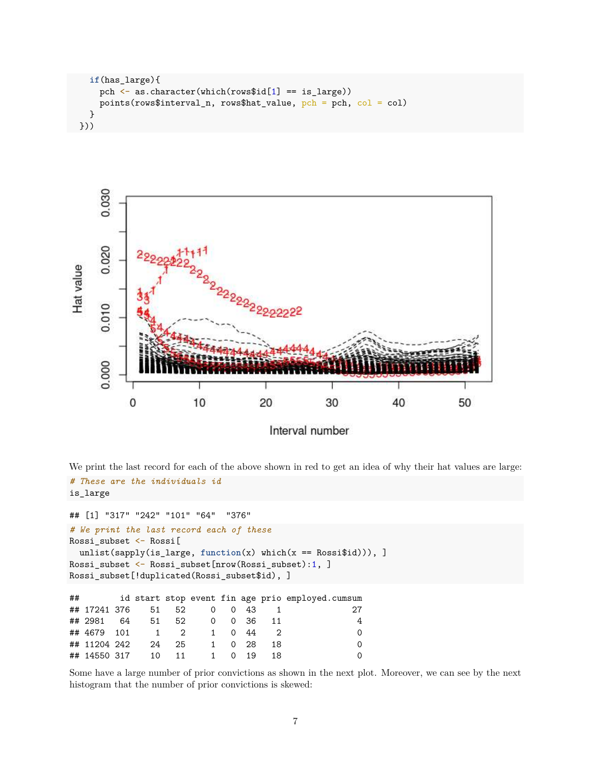```r
  if(has_large){
    pch <- as.character(which(rows$id[1] == is_large))
    points(rows$interval_n, rows$hat_value, pch = pch, col = col)
  }
}))
```

We print the last record for each of the above shown in red to get an idea of why their hat values are large:

```r
# These are the individuals id
is_large
```

```
## [1] "317" "242" "101" "64"  "376"
```

```r
# We print the last record each of these
Rossi_subset <- Rossi[
  unlist(sapply(is_large, function(x) which(x == Rossi$id))), ]
Rossi_subset <- Rossi_subset[nrow(Rossi_subset):1, ]
Rossi_subset[!duplicated(Rossi_subset$id), ]
```

```
##        id start stop event fin age prio employed.cumsum
## 17241 376    51   52     0   0  43    1              27
## 2981   64    51   52     0   0  36   11               4
## 4679  101     1    2     1   0  44    2               0
## 11204 242    24   25     1   0  28   18               0
## 14550 317    10   11     1   0  19   18               0
```

Some have a large number of prior convictions as shown in the next plot. Moreover, we can see by the next histogram that the number of prior convictions is skewed: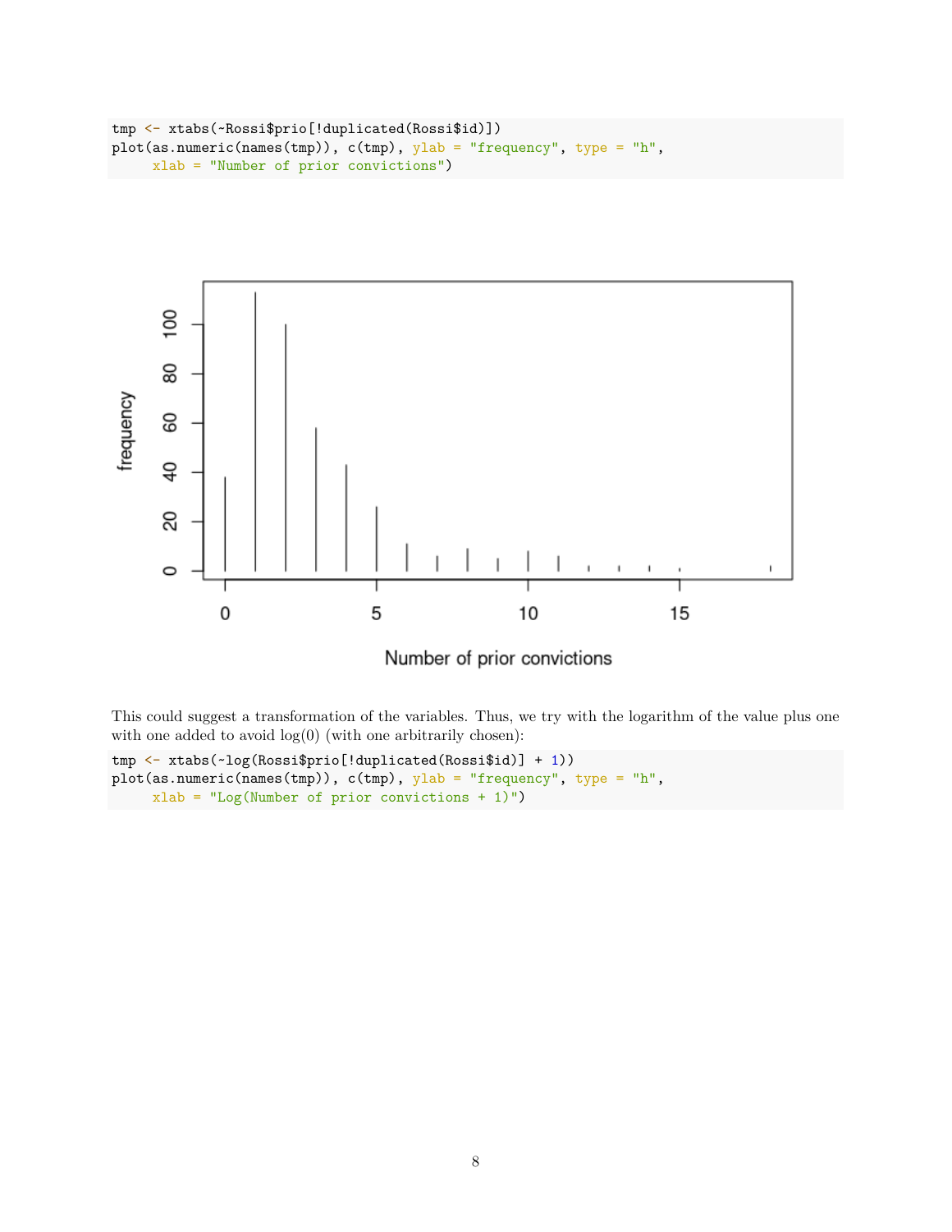```
tmp <- xtabs(~Rossi$prio[!duplicated(Rossi$id)])
plot(as.numeric(names(tmp)), c(tmp), ylab = "frequency", type = "h",
     xlab = "Number of prior convictions")
```

This could suggest a transformation of the variables. Thus, we try with the logarithm of the value plus one with one added to avoid log(0) (with one arbitrarily chosen):

```
tmp <- xtabs(~log(Rossi$prio[!duplicated(Rossi$id)] + 1))
plot(as.numeric(names(tmp)), c(tmp), ylab = "frequency", type = "h",
     xlab = "Log(Number of prior convictions + 1)")
```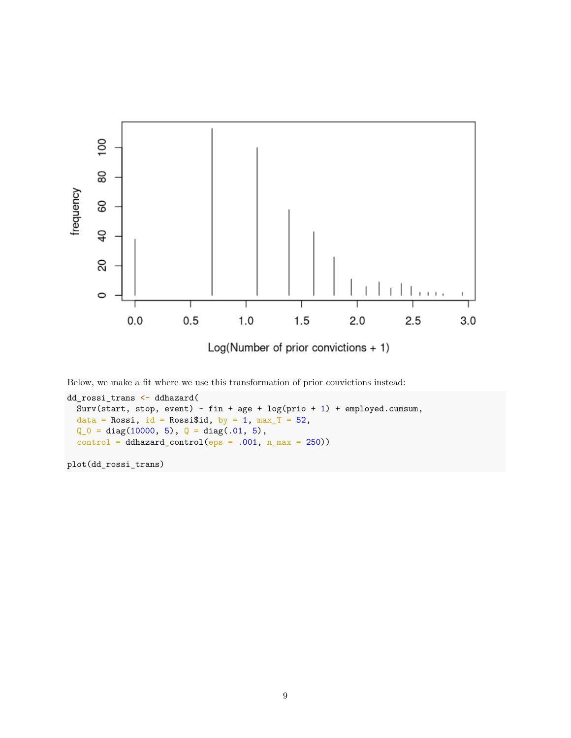Below, we make a fit where we use this transformation of prior convictions instead:

```
dd_rossi_trans <- ddhazard(
  Surv(start, stop, event) ~ fin + age + log(prio + 1) + employed.cumsum,
  data = Rossi, id = Rossi$id, by = 1, max_T = 52,
  Q_0 = diag(10000, 5), Q = diag(.01, 5),
  control = ddhazard_control(eps = .001, n_max = 250))

plot(dd_rossi_trans)
```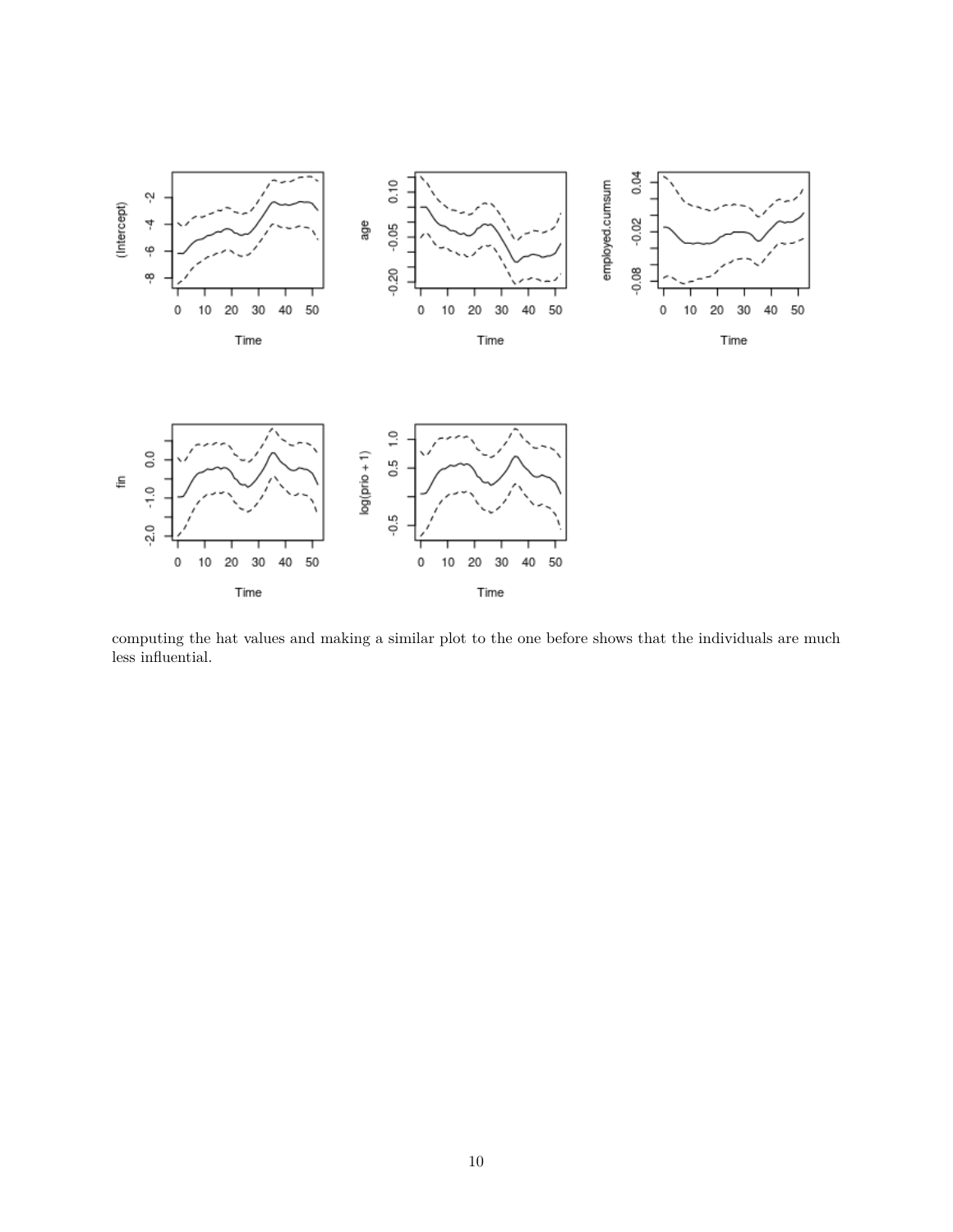computing the hat values and making a similar plot to the one before shows that the individuals are much less influential.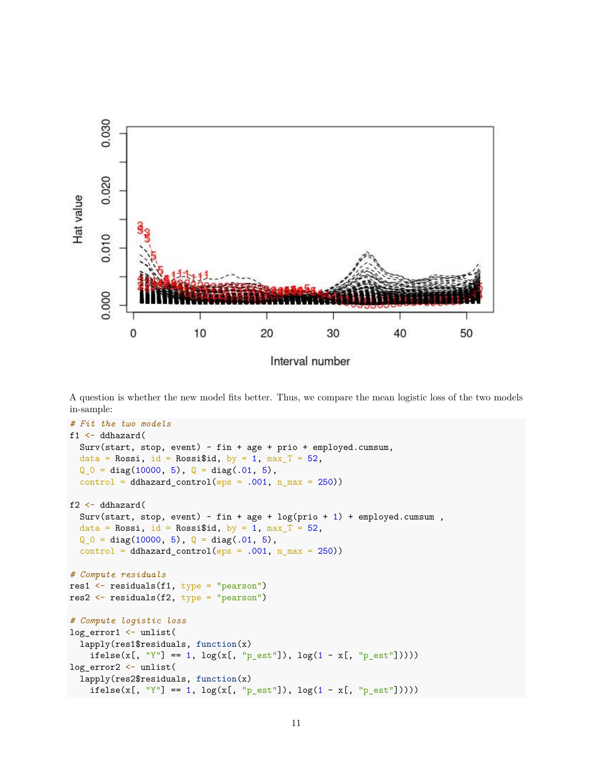A question is whether the new model fits better. Thus, we compare the mean logistic loss of the two models in-sample:

```
# Fit the two models
f1 <- ddhazard(
  Surv(start, stop, event) ~ fin + age + prio + employed.cumsum,
  data = Rossi, id = Rossi$id, by = 1, max_T = 52,
  Q_0 = diag(10000, 5), Q = diag(.01, 5),
  control = ddhazard_control(eps = .001, n_max = 250))

f2 <- ddhazard(
  Surv(start, stop, event) ~ fin + age + log(prio + 1) + employed.cumsum ,
  data = Rossi, id = Rossi$id, by = 1, max_T = 52,
  Q_0 = diag(10000, 5), Q = diag(.01, 5),
  control = ddhazard_control(eps = .001, n_max = 250))

# Compute residuals
res1 <- residuals(f1, type = "pearson")
res2 <- residuals(f2, type = "pearson")

# Compute logistic loss
log_error1 <- unlist(
  lapply(res1$residuals, function(x)
    ifelse(x[, "Y"] == 1, log(x[, "p_est"]), log(1 - x[, "p_est"]))))
log_error2 <- unlist(
  lapply(res2$residuals, function(x)
    ifelse(x[, "Y"] == 1, log(x[, "p_est"]), log(1 - x[, "p_est"]))))
```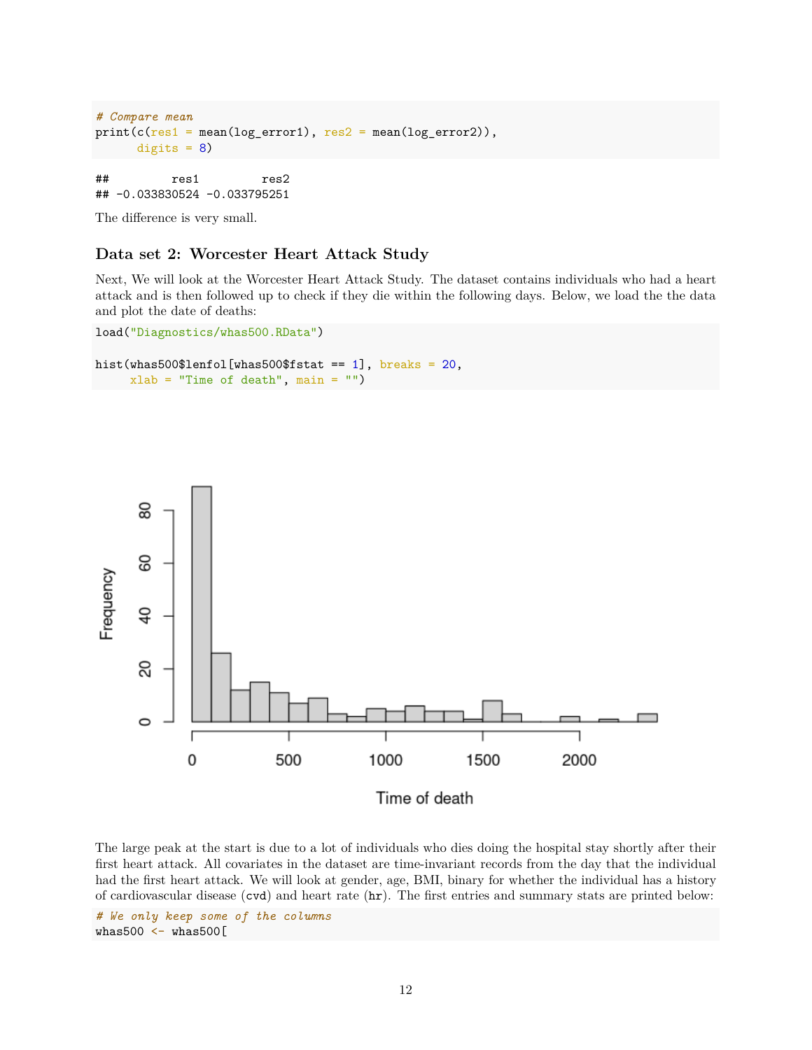```r
# Compare mean
print(c(res1 = mean(log_error1), res2 = mean(log_error2)),
      digits = 8)
```

```
##         res1         res2 
## -0.033830524 -0.033795251
```

The difference is very small.

### Data set 2: Worcester Heart Attack Study

Next, We will look at the Worcester Heart Attack Study. The dataset contains individuals who had a heart attack and is then followed up to check if they die within the following days. Below, we load the the data and plot the date of deaths:

```r
load("Diagnostics/whas500.RData")

hist(whas500$lenfol[whas500$fstat == 1], breaks = 20,
     xlab = "Time of death", main = "")
```

The large peak at the start is due to a lot of individuals who dies doing the hospital stay shortly after their first heart attack. All covariates in the dataset are time-invariant records from the day that the individual had the first heart attack. We will look at gender, age, BMI, binary for whether the individual has a history of cardiovascular disease (`cvd`) and heart rate (`hr`). The first entries and summary stats are printed below:

```r
# We only keep some of the columns
whas500 <- whas500[
```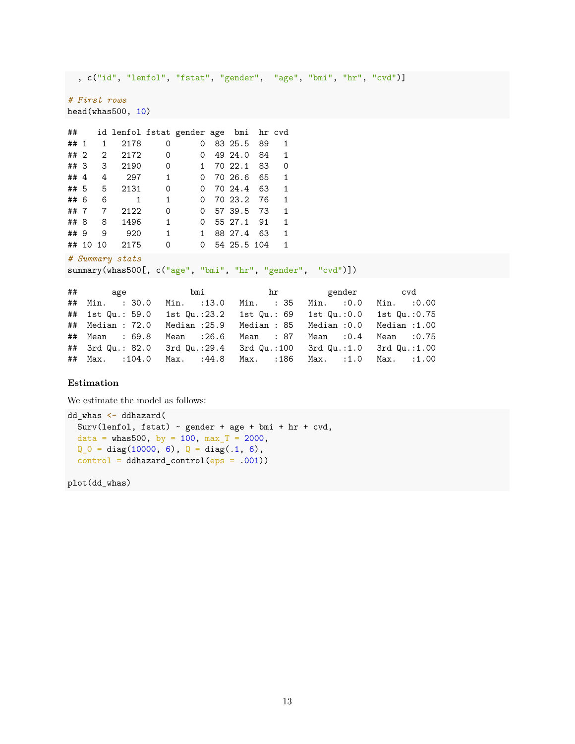```
  , c("id", "lenfol", "fstat", "gender",  "age", "bmi", "hr", "cvd")]

# First rows
head(whas500, 10)
```

```
##    id lenfol fstat gender age  bmi  hr cvd
## 1   1   2178     0      0  83 25.5  89   1
## 2   2   2172     0      0  49 24.0  84   1
## 3   3   2190     0      1  70 22.1  83   0
## 4   4    297     1      0  70 26.6  65   1
## 5   5   2131     0      0  70 24.4  63   1
## 6   6      1     1      0  70 23.2  76   1
## 7   7   2122     0      0  57 39.5  73   1
## 8   8   1496     1      0  55 27.1  91   1
## 9   9    920     1      1  88 27.4  63   1
## 10 10   2175     0      0  54 25.5 104   1
```

```
# Summary stats
summary(whas500[, c("age", "bmi", "hr", "gender",  "cvd")])
```

```
##       age             bmi              hr          gender         cvd
##  Min.   : 30.0   Min.   :13.0   Min.   : 35   Min.   :0.0   Min.   :0.00
##  1st Qu.: 59.0   1st Qu.:23.2   1st Qu.: 69   1st Qu.:0.0   1st Qu.:0.75
##  Median : 72.0   Median :25.9   Median : 85   Median :0.0   Median :1.00
##  Mean   : 69.8   Mean   :26.6   Mean   : 87   Mean   :0.4   Mean   :0.75
##  3rd Qu.: 82.0   3rd Qu.:29.4   3rd Qu.:100   3rd Qu.:1.0   3rd Qu.:1.00
##  Max.   :104.0   Max.   :44.8   Max.   :186   Max.   :1.0   Max.   :1.00
```

**Estimation**

We estimate the model as follows:

```
dd_whas <- ddhazard(
  Surv(lenfol, fstat) ~ gender + age + bmi + hr + cvd,
  data = whas500, by = 100, max_T = 2000,
  Q_0 = diag(10000, 6), Q = diag(.1, 6),
  control = ddhazard_control(eps = .001))

plot(dd_whas)
```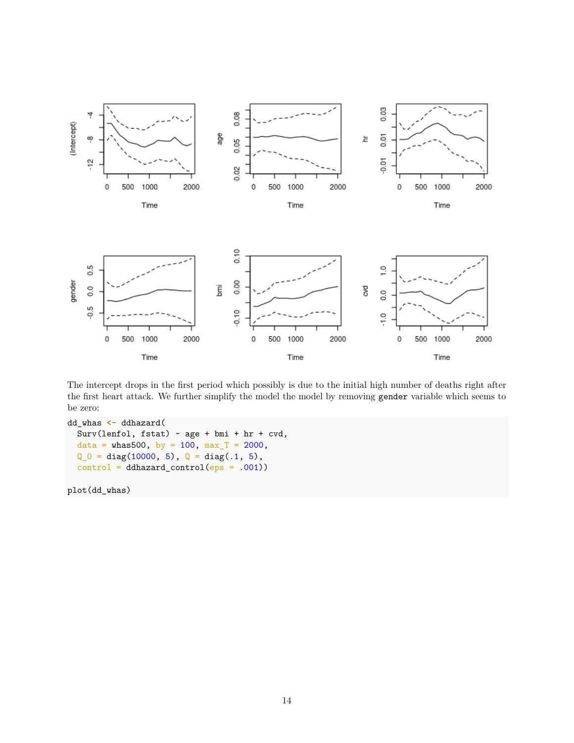The intercept drops in the first period which possibly is due to the initial high number of deaths right after the first heart attack. We further simplify the model the model by removing `gender` variable which seems to be zero:

```
dd_whas <- ddhazard(
  Surv(lenfol, fstat) ~ age + bmi + hr + cvd,
  data = whas500, by = 100, max_T = 2000,
  Q_0 = diag(10000, 5), Q = diag(.1, 5),
  control = ddhazard_control(eps = .001))

plot(dd_whas)
```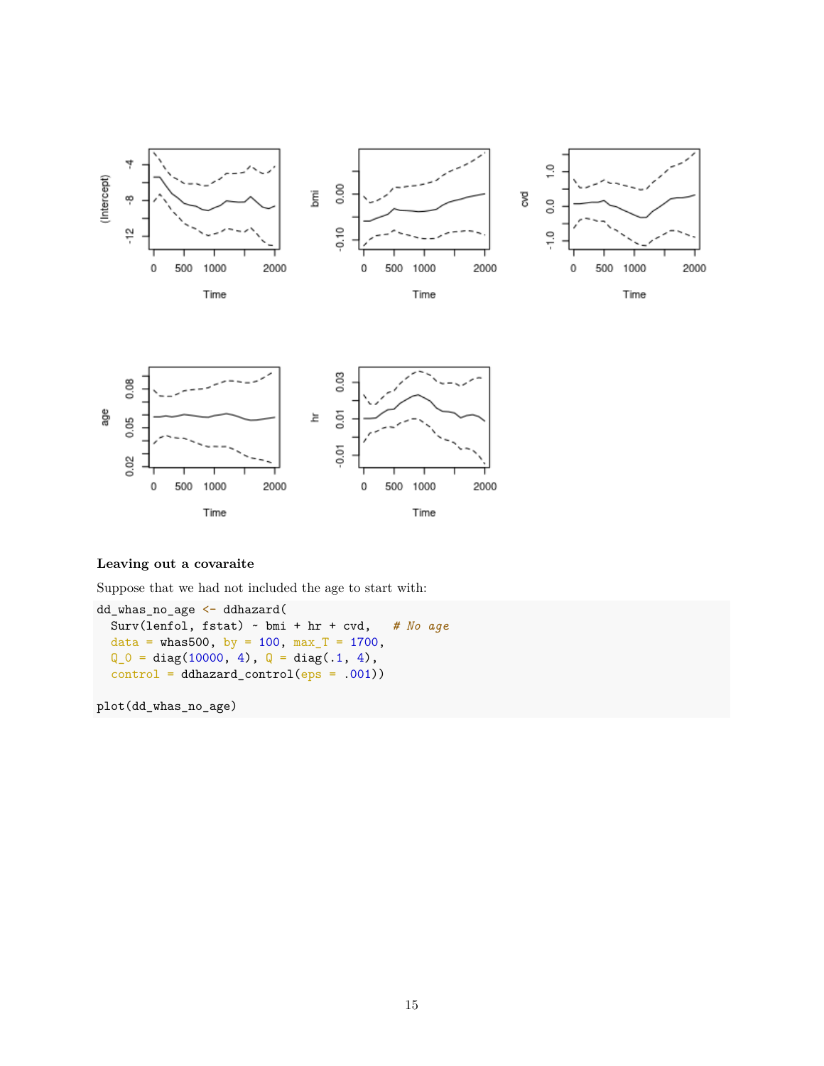### Leaving out a covaraite

Suppose that we had not included the age to start with:

```
dd_whas_no_age <- ddhazard(
  Surv(lenfol, fstat) ~ bmi + hr + cvd,   # No age
  data = whas500, by = 100, max_T = 1700,
  Q_0 = diag(10000, 4), Q = diag(.1, 4),
  control = ddhazard_control(eps = .001))

plot(dd_whas_no_age)
```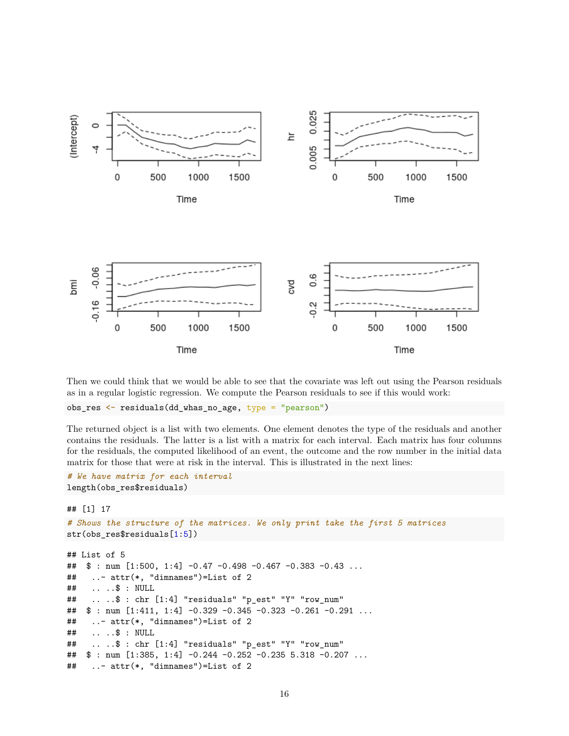Then we could think that we would be able to see that the covariate was left out using the Pearson residuals as in a regular logistic regression. We compute the Pearson residuals to see if this would work:

```
obs_res <- residuals(dd_whas_no_age, type = "pearson")
```

The returned object is a list with two elements. One element denotes the type of the residuals and another contains the residuals. The latter is a list with a matrix for each interval. Each matrix has four columns for the residuals, the computed likelihood of an event, the outcome and the row number in the initial data matrix for those that were at risk in the interval. This is illustrated in the next lines:

```
# We have matrix for each interval
length(obs_res$residuals)
```

```
## [1] 17
```

```
# Shows the structure of the matrices. We only print take the first 5 matrices
str(obs_res$residuals[1:5])
```

```
## List of 5
##  $ : num [1:500, 1:4] -0.47 -0.498 -0.467 -0.383 -0.43 ...
##   ..- attr(*, "dimnames")=List of 2
##   .. ..$ : NULL
##   .. ..$ : chr [1:4] "residuals" "p_est" "Y" "row_num"
##  $ : num [1:411, 1:4] -0.329 -0.345 -0.323 -0.261 -0.291 ...
##   ..- attr(*, "dimnames")=List of 2
##   .. ..$ : NULL
##   .. ..$ : chr [1:4] "residuals" "p_est" "Y" "row_num"
##  $ : num [1:385, 1:4] -0.244 -0.252 -0.235 5.318 -0.207 ...
##   ..- attr(*, "dimnames")=List of 2
```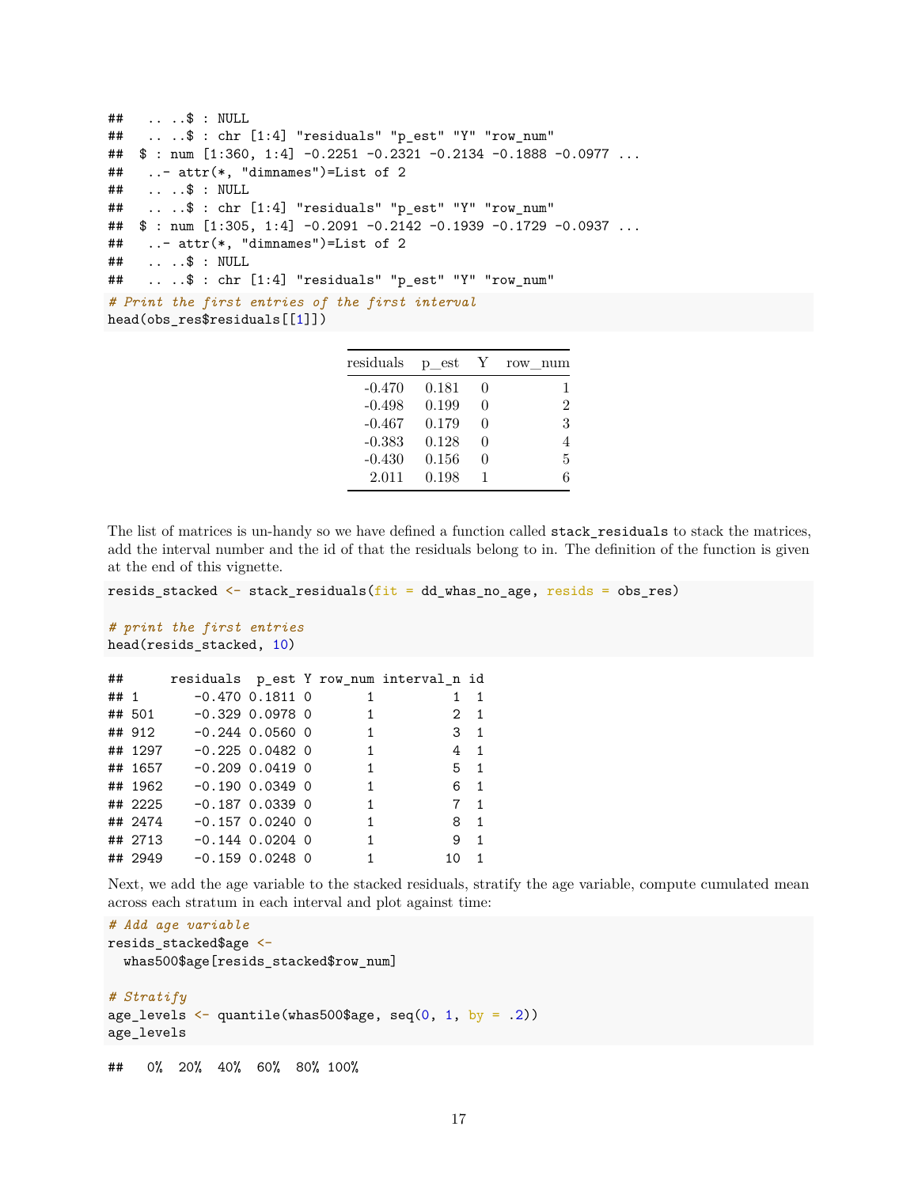```
##   .. ..$ : NULL
##   .. ..$ : chr [1:4] "residuals" "p_est" "Y" "row_num"
##  $ : num [1:360, 1:4] -0.2251 -0.2321 -0.2134 -0.1888 -0.0977 ...
##   ..- attr(*, "dimnames")=List of 2
##   .. ..$ : NULL
##   .. ..$ : chr [1:4] "residuals" "p_est" "Y" "row_num"
##  $ : num [1:305, 1:4] -0.2091 -0.2142 -0.1939 -0.1729 -0.0937 ...
##   ..- attr(*, "dimnames")=List of 2
##   .. ..$ : NULL
##   .. ..$ : chr [1:4] "residuals" "p_est" "Y" "row_num"
```

```
# Print the first entries of the first interval
head(obs_res$residuals[[1]])
```

| residuals | p_est | Y | row_num |
|---|---|---|---|
| -0.470 | 0.181 | 0 | 1 |
| -0.498 | 0.199 | 0 | 2 |
| -0.467 | 0.179 | 0 | 3 |
| -0.383 | 0.128 | 0 | 4 |
| -0.430 | 0.156 | 0 | 5 |
| 2.011 | 0.198 | 1 | 6 |

The list of matrices is un-handy so we have defined a function called `stack_residuals` to stack the matrices, add the interval number and the id of that the residuals belong to in. The definition of the function is given at the end of this vignette.

```
resids_stacked <- stack_residuals(fit = dd_whas_no_age, resids = obs_res)

# print the first entries
head(resids_stacked, 10)
```

```
##      residuals  p_est Y row_num interval_n id
## 1       -0.470 0.1811 0       1          1  1
## 501     -0.329 0.0978 0       1          2  1
## 912     -0.244 0.0560 0       1          3  1
## 1297    -0.225 0.0482 0       1          4  1
## 1657    -0.209 0.0419 0       1          5  1
## 1962    -0.190 0.0349 0       1          6  1
## 2225    -0.187 0.0339 0       1          7  1
## 2474    -0.157 0.0240 0       1          8  1
## 2713    -0.144 0.0204 0       1          9  1
## 2949    -0.159 0.0248 0       1         10  1
```

Next, we add the age variable to the stacked residuals, stratify the age variable, compute cumulated mean across each stratum in each interval and plot against time:

```
# Add age variable
resids_stacked$age <-
  whas500$age[resids_stacked$row_num]

# Stratify
age_levels <- quantile(whas500$age, seq(0, 1, by = .2))
age_levels
```

```
##   0%  20%  40%  60%  80% 100%
```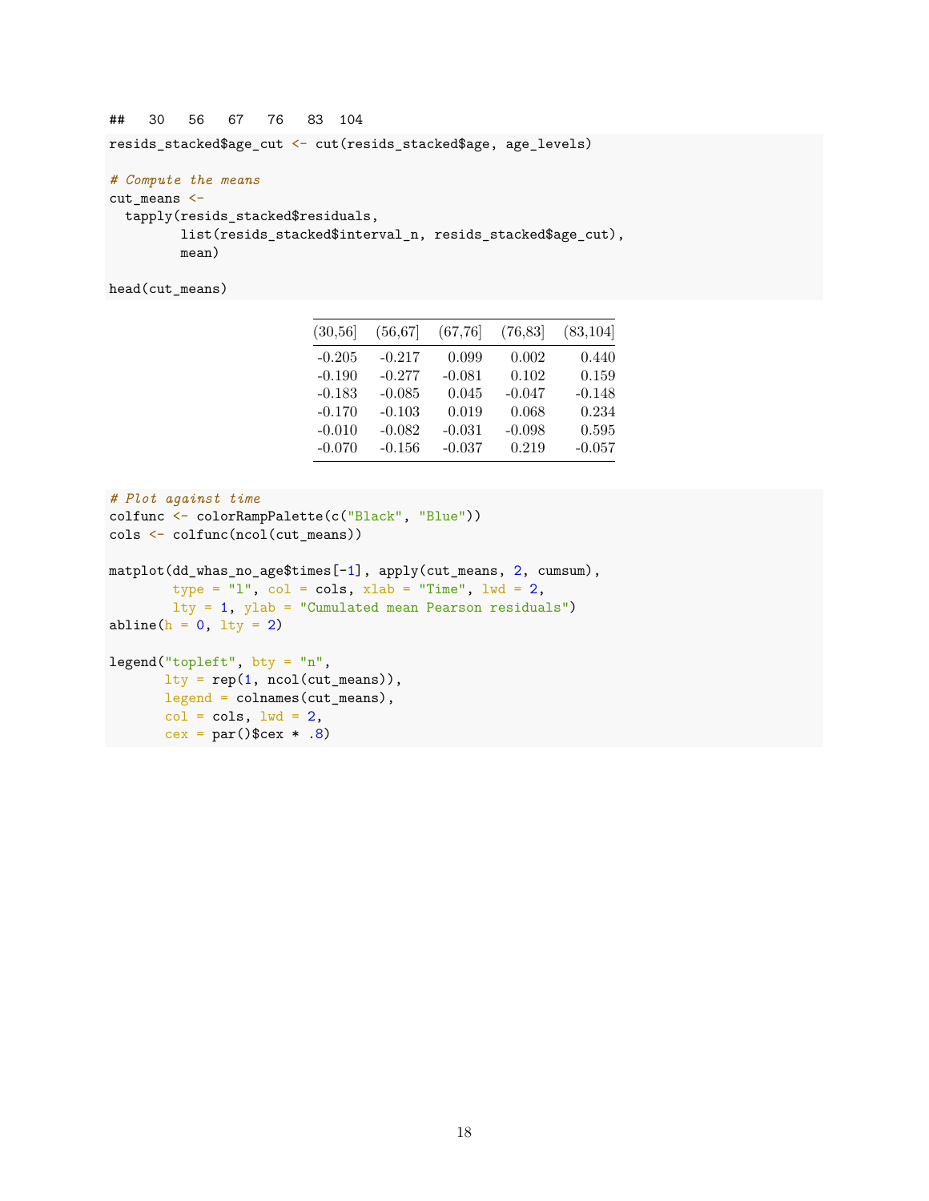```
## 30 56 67 76 83 104
```

```
resids_stacked$age_cut <- cut(resids_stacked$age, age_levels)

# Compute the means
cut_means <-
  tapply(resids_stacked$residuals,
         list(resids_stacked$interval_n, resids_stacked$age_cut),
         mean)

head(cut_means)
```

| (30,56] | (56,67] | (67,76] | (76,83] | (83,104] |
|---|---|---|---|---|
| -0.205 | -0.217 | 0.099 | 0.002 | 0.440 |
| -0.190 | -0.277 | -0.081 | 0.102 | 0.159 |
| -0.183 | -0.085 | 0.045 | -0.047 | -0.148 |
| -0.170 | -0.103 | 0.019 | 0.068 | 0.234 |
| -0.010 | -0.082 | -0.031 | -0.098 | 0.595 |
| -0.070 | -0.156 | -0.037 | 0.219 | -0.057 |

```
# Plot against time
colfunc <- colorRampPalette(c("Black", "Blue"))
cols <- colfunc(ncol(cut_means))

matplot(dd_whas_no_age$times[-1], apply(cut_means, 2, cumsum),
        type = "l", col = cols, xlab = "Time", lwd = 2,
        lty = 1, ylab = "Cumulated mean Pearson residuals")
abline(h = 0, lty = 2)

legend("topleft", bty = "n",
       lty = rep(1, ncol(cut_means)),
       legend = colnames(cut_means),
       col = cols, lwd = 2,
       cex = par()$cex * .8)
```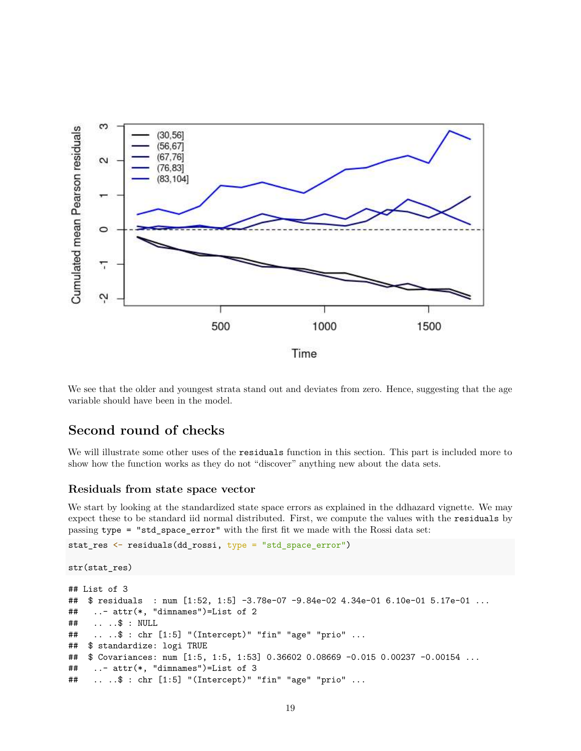We see that the older and youngest strata stand out and deviates from zero. Hence, suggesting that the age variable should have been in the model.

## Second round of checks

We will illustrate some other uses of the `residuals` function in this section. This part is included more to show how the function works as they do not "discover" anything new about the data sets.

### Residuals from state space vector

We start by looking at the standardized state space errors as explained in the ddhazard vignette. We may expect these to be standard iid normal distributed. First, we compute the values with the `residuals` by passing `type = "std_space_error"` with the first fit we made with the Rossi data set:

```
stat_res <- residuals(dd_rossi, type = "std_space_error")

str(stat_res)
```

```
## List of 3
##  $ residuals  : num [1:52, 1:5] -3.78e-07 -9.84e-02 4.34e-01 6.10e-01 5.17e-01 ...
##   ..- attr(*, "dimnames")=List of 2
##   .. ..$ : NULL
##   .. ..$ : chr [1:5] "(Intercept)" "fin" "age" "prio" ...
##  $ standardize: logi TRUE
##  $ Covariances: num [1:5, 1:5, 1:53] 0.36602 0.08669 -0.015 0.00237 -0.00154 ...
##   ..- attr(*, "dimnames")=List of 3
##   .. ..$ : chr [1:5] "(Intercept)" "fin" "age" "prio" ...
```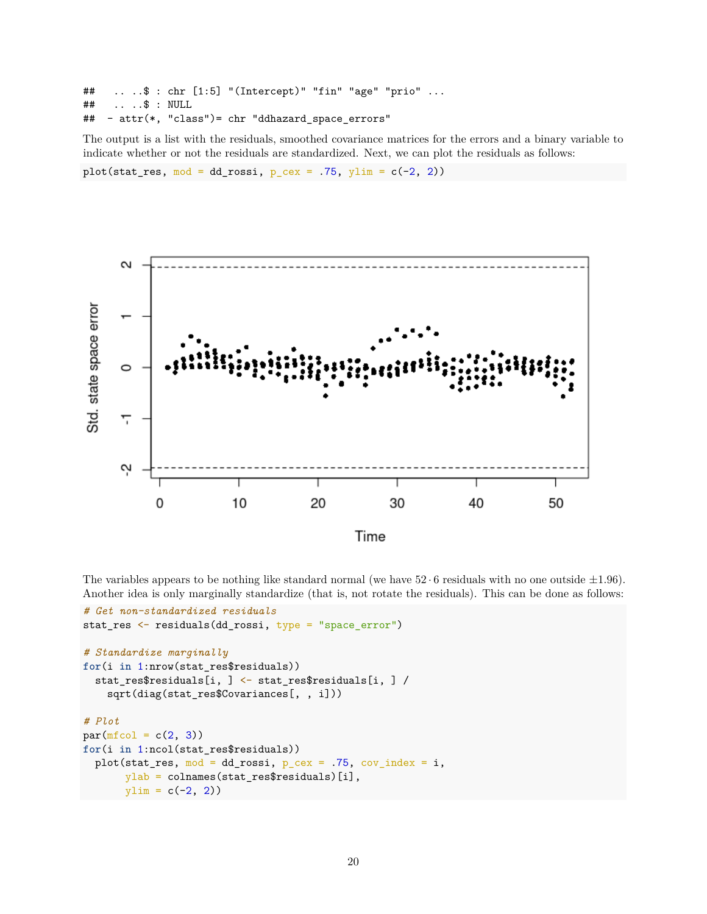```
##   .. ..$ : chr [1:5] "(Intercept)" "fin" "age" "prio" ...
##   .. ..$ : NULL
##  - attr(*, "class")= chr "ddhazard_space_errors"
```

The output is a list with the residuals, smoothed covariance matrices for the errors and a binary variable to indicate whether or not the residuals are standardized. Next, we can plot the residuals as follows:

```
plot(stat_res, mod = dd_rossi, p_cex = .75, ylim = c(-2, 2))
```

The variables appears to be nothing like standard normal (we have $52 \cdot 6$ residuals with no one outside $\pm 1.96$). Another idea is only marginally standardize (that is, not rotate the residuals). This can be done as follows:

```
# Get non-standardized residuals
stat_res <- residuals(dd_rossi, type = "space_error")

# Standardize marginally
for(i in 1:nrow(stat_res$residuals))
  stat_res$residuals[i, ] <- stat_res$residuals[i, ] /
    sqrt(diag(stat_res$Covariances[, , i]))

# Plot
par(mfcol = c(2, 3))
for(i in 1:ncol(stat_res$residuals))
  plot(stat_res, mod = dd_rossi, p_cex = .75, cov_index = i,
       ylab = colnames(stat_res$residuals)[i],
       ylim = c(-2, 2))
```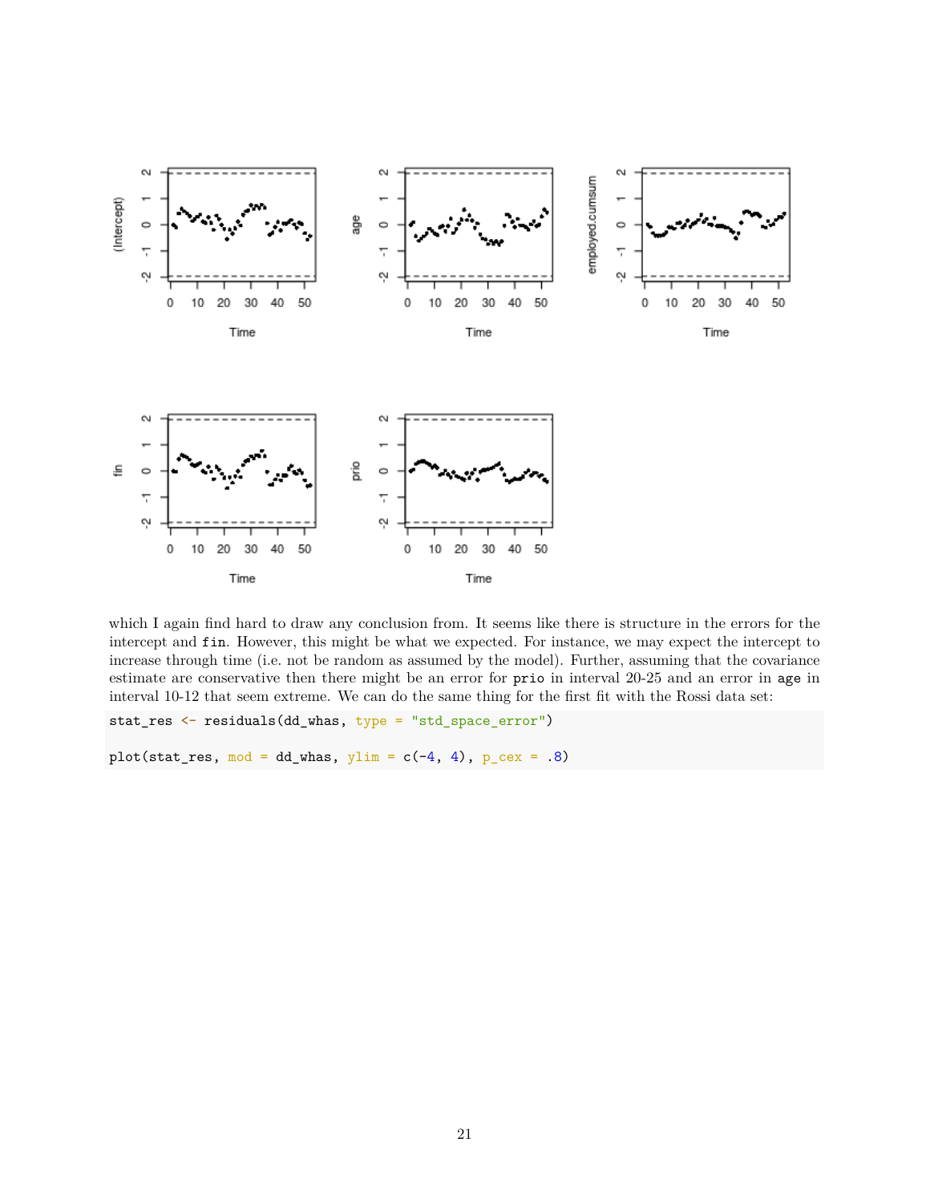which I again find hard to draw any conclusion from. It seems like there is structure in the errors for the intercept and `fin`. However, this might be what we expected. For instance, we may expect the intercept to increase through time (i.e. not be random as assumed by the model). Further, assuming that the covariance estimate are conservative then there might be an error for `prio` in interval 20-25 and an error in `age` in interval 10-12 that seem extreme. We can do the same thing for the first fit with the Rossi data set:

```
stat_res <- residuals(dd_whas, type = "std_space_error")

plot(stat_res, mod = dd_whas, ylim = c(-4, 4), p_cex = .8)
```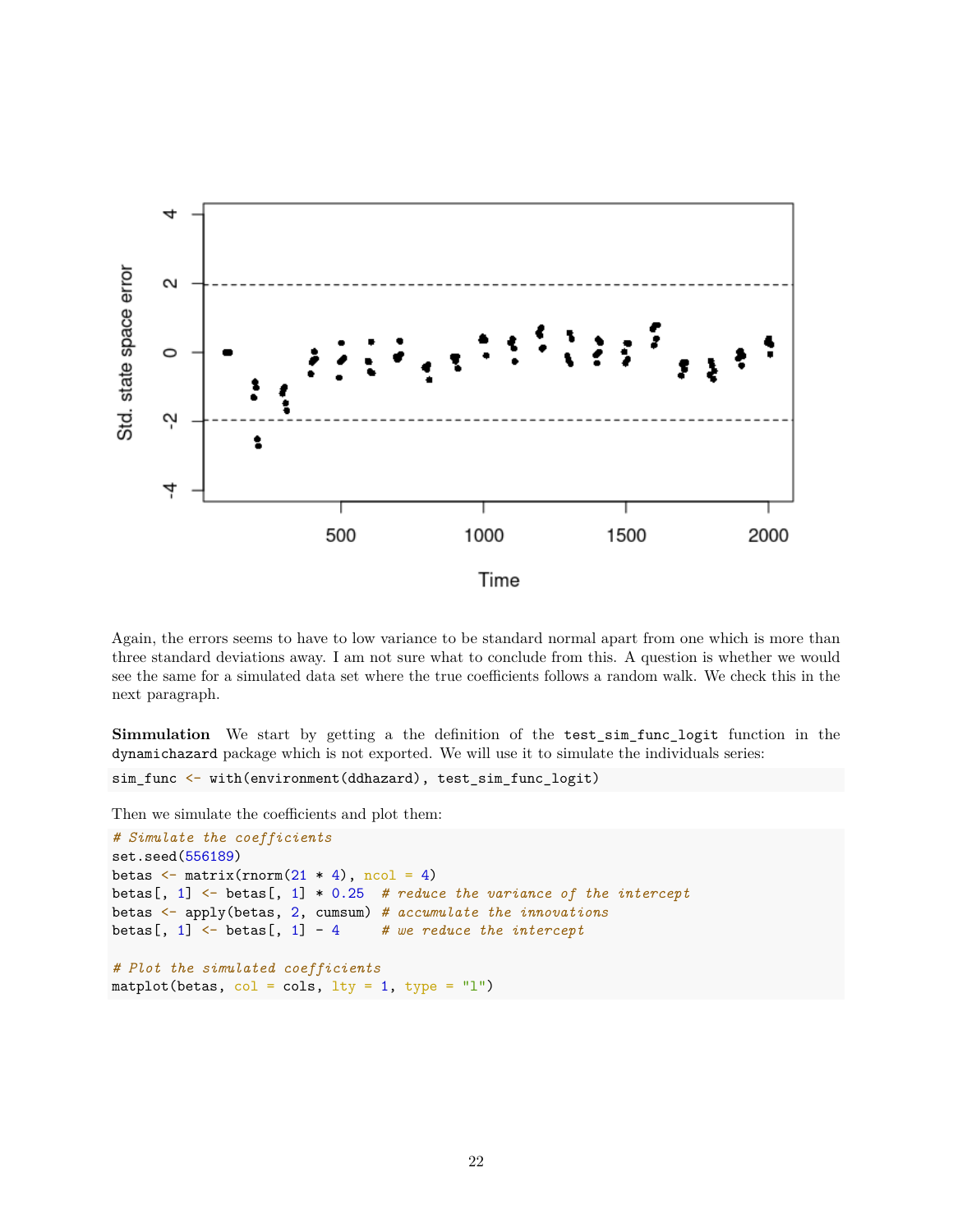Again, the errors seems to have to low variance to be standard normal apart from one which is more than three standard deviations away. I am not sure what to conclude from this. A question is whether we would see the same for a simulated data set where the true coefficients follows a random walk. We check this in the next paragraph.

**Simmulation** We start by getting a the definition of the `test_sim_func_logit` function in the `dynamichazard` package which is not exported. We will use it to simulate the individuals series:

```
sim_func <- with(environment(ddhazard), test_sim_func_logit)
```

Then we simulate the coefficients and plot them:

```
# Simulate the coefficients
set.seed(556189)
betas <- matrix(rnorm(21 * 4), ncol = 4)
betas[, 1] <- betas[, 1] * 0.25  # reduce the variance of the intercept
betas <- apply(betas, 2, cumsum) # accumulate the innovations
betas[, 1] <- betas[, 1] - 4     # we reduce the intercept

# Plot the simulated coefficients
matplot(betas, col = cols, lty = 1, type = "l")
```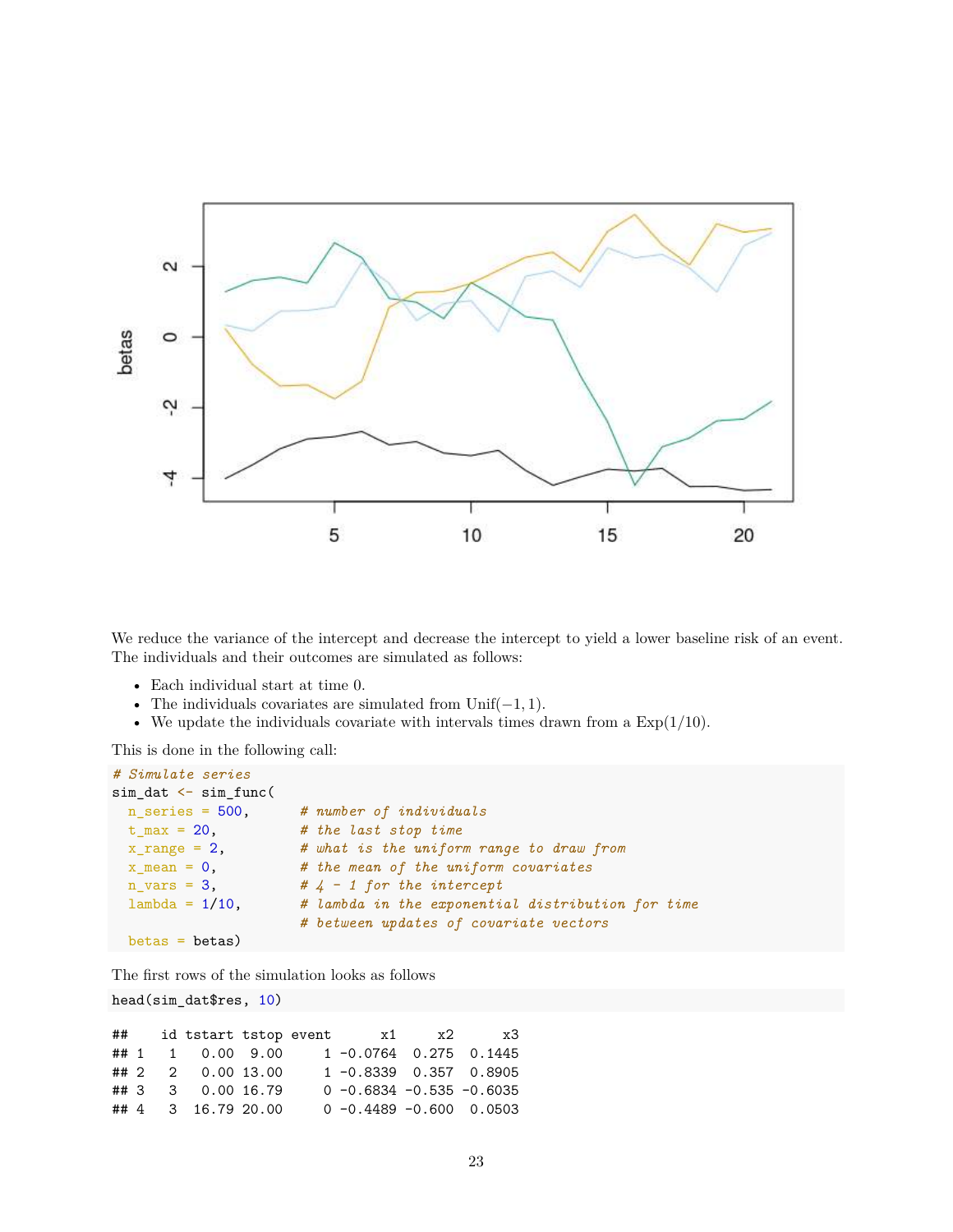We reduce the variance of the intercept and decrease the intercept to yield a lower baseline risk of an event. The individuals and their outcomes are simulated as follows:

- Each individual start at time 0.
- The individuals covariates are simulated from Unif$(-1, 1)$.
- We update the individuals covariate with intervals times drawn from a Exp$(1/10)$.

This is done in the following call:

```
# Simulate series
sim_dat <- sim_func(
  n_series = 500,       # number of individuals
  t_max = 20,           # the last stop time
  x_range = 2,          # what is the uniform range to draw from
  x_mean = 0,           # the mean of the uniform covariates
  n_vars = 3,           # 4 - 1 for the intercept
  lambda = 1/10,        # lambda in the exponential distribution for time
                        # between updates of covariate vectors
  betas = betas)
```

The first rows of the simulation looks as follows

```
head(sim_dat$res, 10)
```

```
##    id tstart tstop event      x1     x2      x3
## 1   1   0.00  9.00     1 -0.0764  0.275  0.1445
## 2   2   0.00 13.00     1 -0.8339  0.357  0.8905
## 3   3   0.00 16.79     0 -0.6834 -0.535 -0.6035
## 4   3  16.79 20.00     0 -0.4489 -0.600  0.0503
```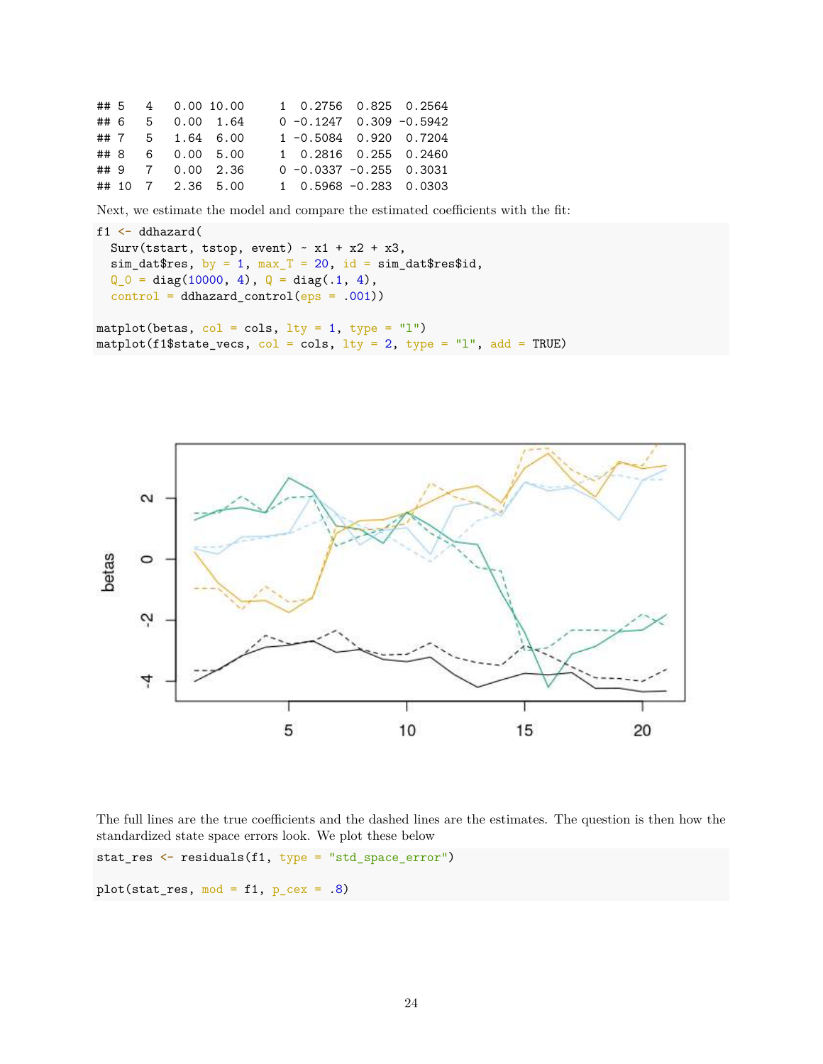```
## 5   4   0.00 10.00     1  0.2756  0.825  0.2564
## 6   5   0.00  1.64     0 -0.1247  0.309 -0.5942
## 7   5   1.64  6.00     1 -0.5084  0.920  0.7204
## 8   6   0.00  5.00     1  0.2816  0.255  0.2460
## 9   7   0.00  2.36     0 -0.0337 -0.255  0.3031
## 10  7   2.36  5.00     1  0.5968 -0.283  0.0303
```

Next, we estimate the model and compare the estimated coefficients with the fit:

```
f1 <- ddhazard(
  Surv(tstart, tstop, event) ~ x1 + x2 + x3,
  sim_dat$res, by = 1, max_T = 20, id = sim_dat$res$id,
  Q_0 = diag(10000, 4), Q = diag(.1, 4),
  control = ddhazard_control(eps = .001))

matplot(betas, col = cols, lty = 1, type = "l")
matplot(f1$state_vecs, col = cols, lty = 2, type = "l", add = TRUE)
```

The full lines are the true coefficients and the dashed lines are the estimates. The question is then how the standardized state space errors look. We plot these below

```
stat_res <- residuals(f1, type = "std_space_error")

plot(stat_res, mod = f1, p_cex = .8)
```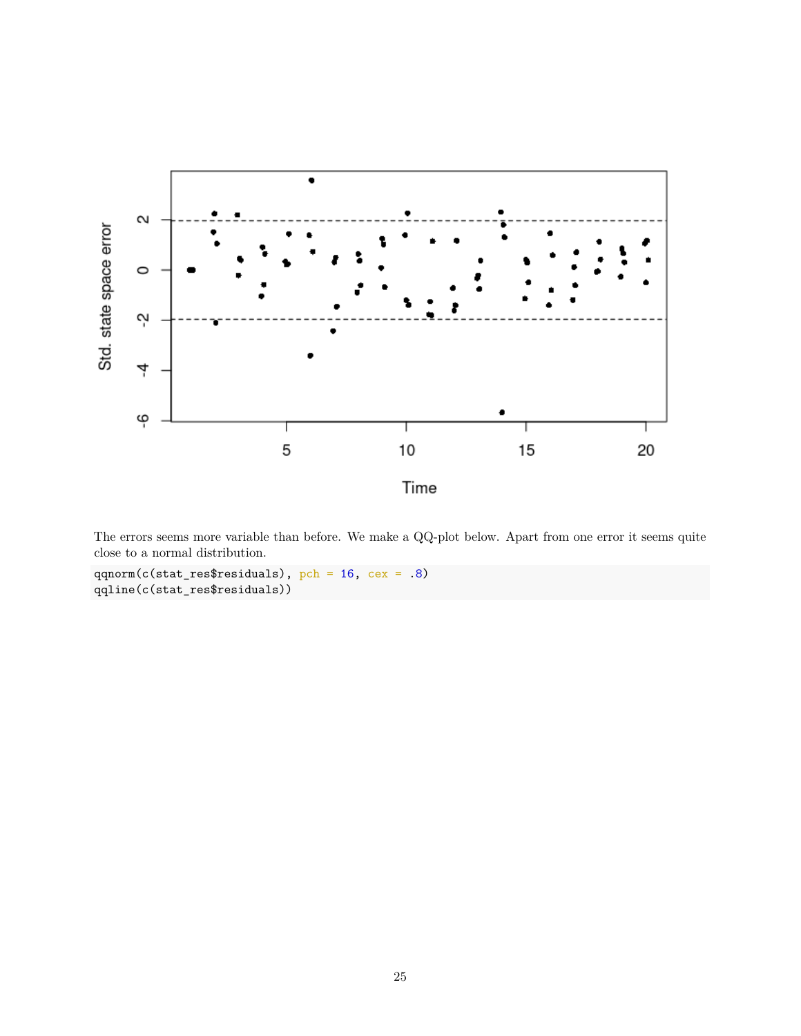The errors seems more variable than before. We make a QQ-plot below. Apart from one error it seems quite close to a normal distribution.

```
qqnorm(c(stat_res$residuals), pch = 16, cex = .8)
qqline(c(stat_res$residuals))
```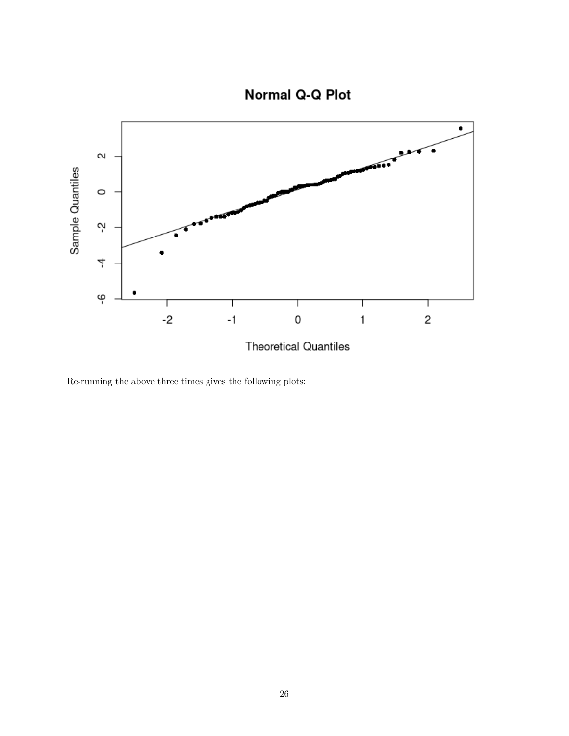Re-running the above three times gives the following plots: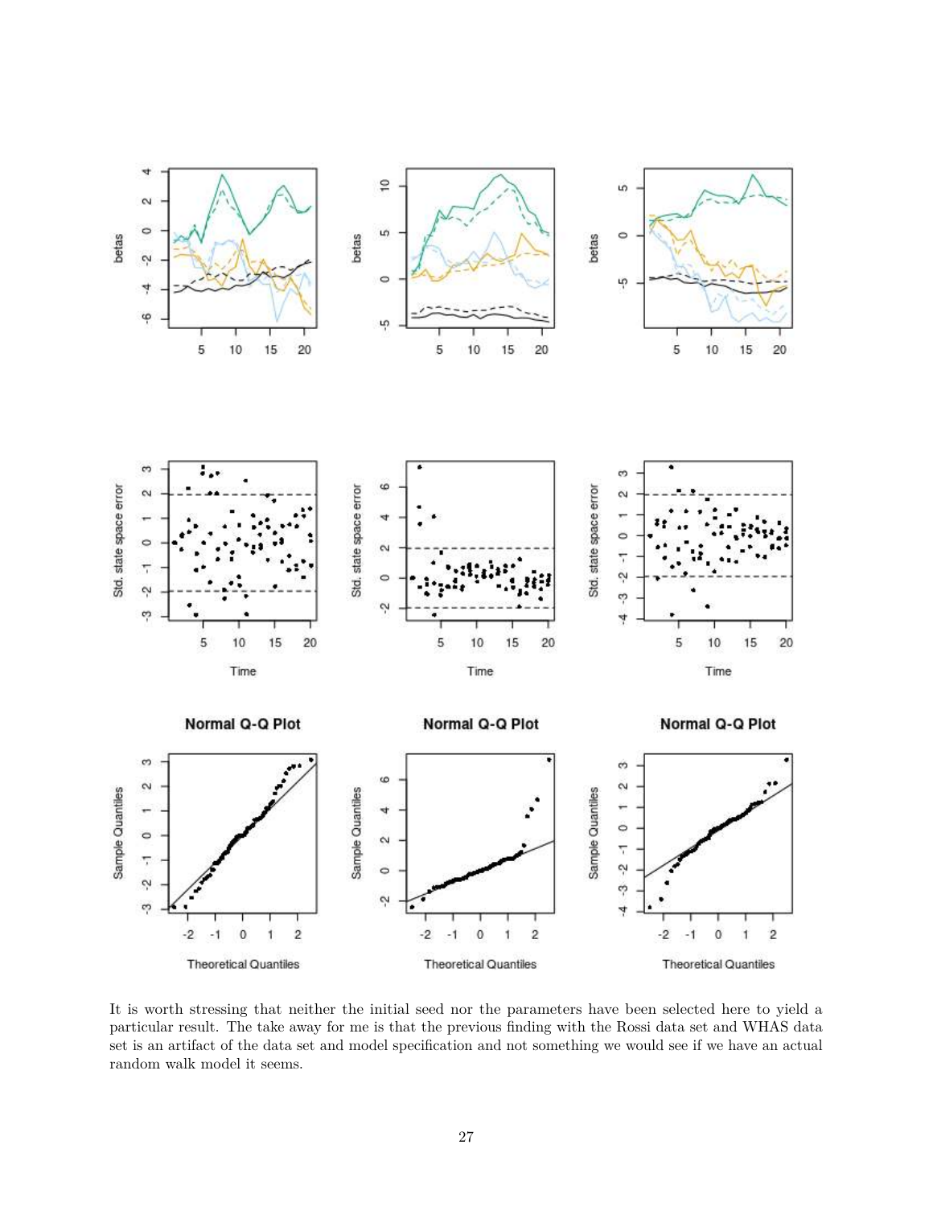It is worth stressing that neither the initial seed nor the parameters have been selected here to yield a particular result. The take away for me is that the previous finding with the Rossi data set and WHAS data set is an artifact of the data set and model specification and not something we would see if we have an actual random walk model it seems.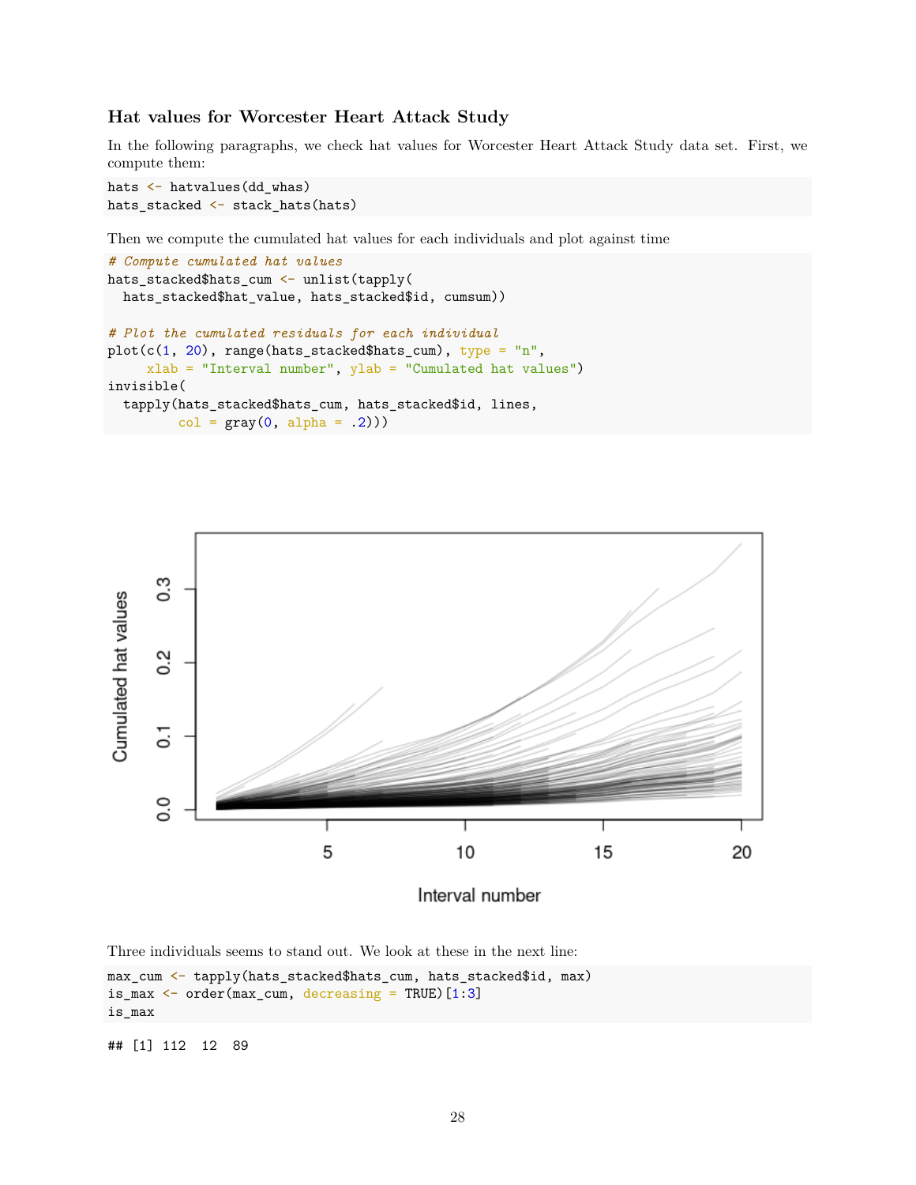### Hat values for Worcester Heart Attack Study

In the following paragraphs, we check hat values for Worcester Heart Attack Study data set. First, we compute them:

```
hats <- hatvalues(dd_whas)
hats_stacked <- stack_hats(hats)
```

Then we compute the cumulated hat values for each individuals and plot against time

```
# Compute cumulated hat values
hats_stacked$hats_cum <- unlist(tapply(
  hats_stacked$hat_value, hats_stacked$id, cumsum))

# Plot the cumulated residuals for each individual
plot(c(1, 20), range(hats_stacked$hats_cum), type = "n",
     xlab = "Interval number", ylab = "Cumulated hat values")
invisible(
  tapply(hats_stacked$hats_cum, hats_stacked$id, lines,
         col = gray(0, alpha = .2)))
```

Three individuals seems to stand out. We look at these in the next line:

```
max_cum <- tapply(hats_stacked$hats_cum, hats_stacked$id, max)
is_max <- order(max_cum, decreasing = TRUE)[1:3]
is_max
```

```
## [1] 112  12  89
```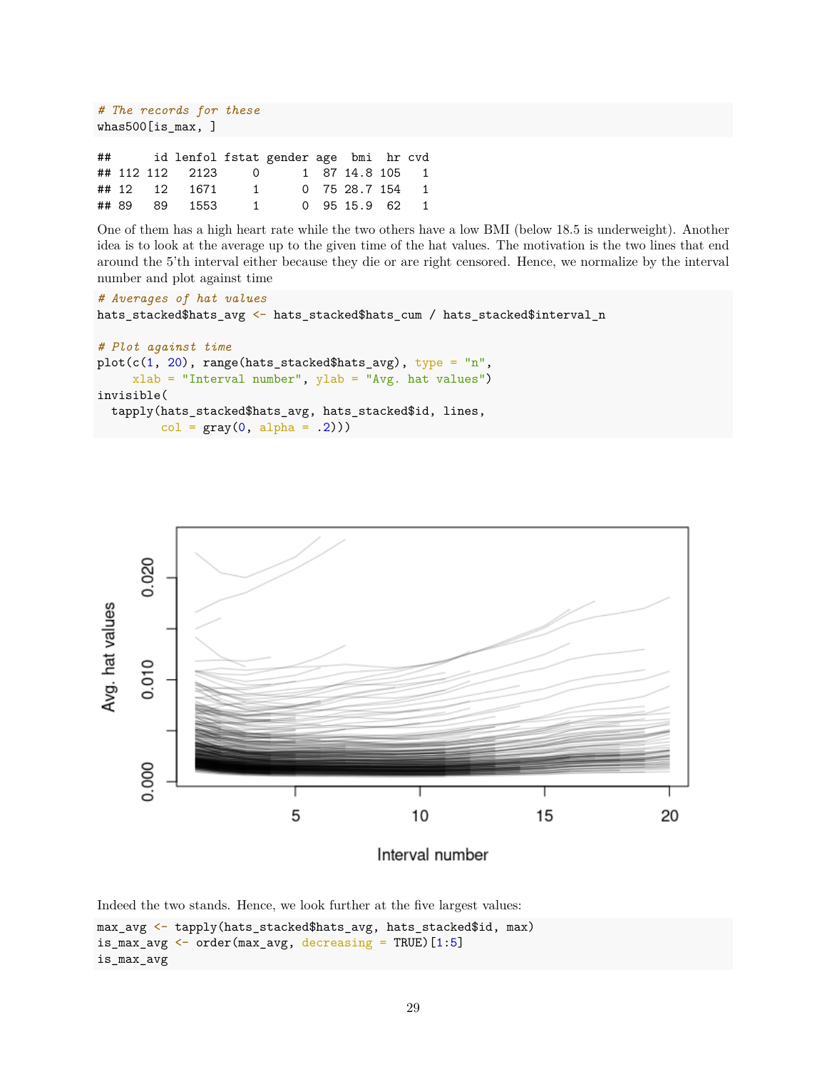```r
# The records for these
whas500[is_max, ]
```

```
##      id lenfol fstat gender age  bmi  hr cvd
## 112 112   2123     0      1  87 14.8 105   1
## 12   12   1671     1      0  75 28.7 154   1
## 89   89   1553     1      0  95 15.9  62   1
```

One of them has a high heart rate while the two others have a low BMI (below 18.5 is underweight). Another idea is to look at the average up to the given time of the hat values. The motivation is the two lines that end around the 5'th interval either because they die or are right censored. Hence, we normalize by the interval number and plot against time

```r
# Averages of hat values
hats_stacked$hats_avg <- hats_stacked$hats_cum / hats_stacked$interval_n

# Plot against time
plot(c(1, 20), range(hats_stacked$hats_avg), type = "n",
     xlab = "Interval number", ylab = "Avg. hat values")
invisible(
  tapply(hats_stacked$hats_avg, hats_stacked$id, lines,
         col = gray(0, alpha = .2)))
```

Indeed the two stands. Hence, we look further at the five largest values:

```r
max_avg <- tapply(hats_stacked$hats_avg, hats_stacked$id, max)
is_max_avg <- order(max_avg, decreasing = TRUE)[1:5]
is_max_avg
```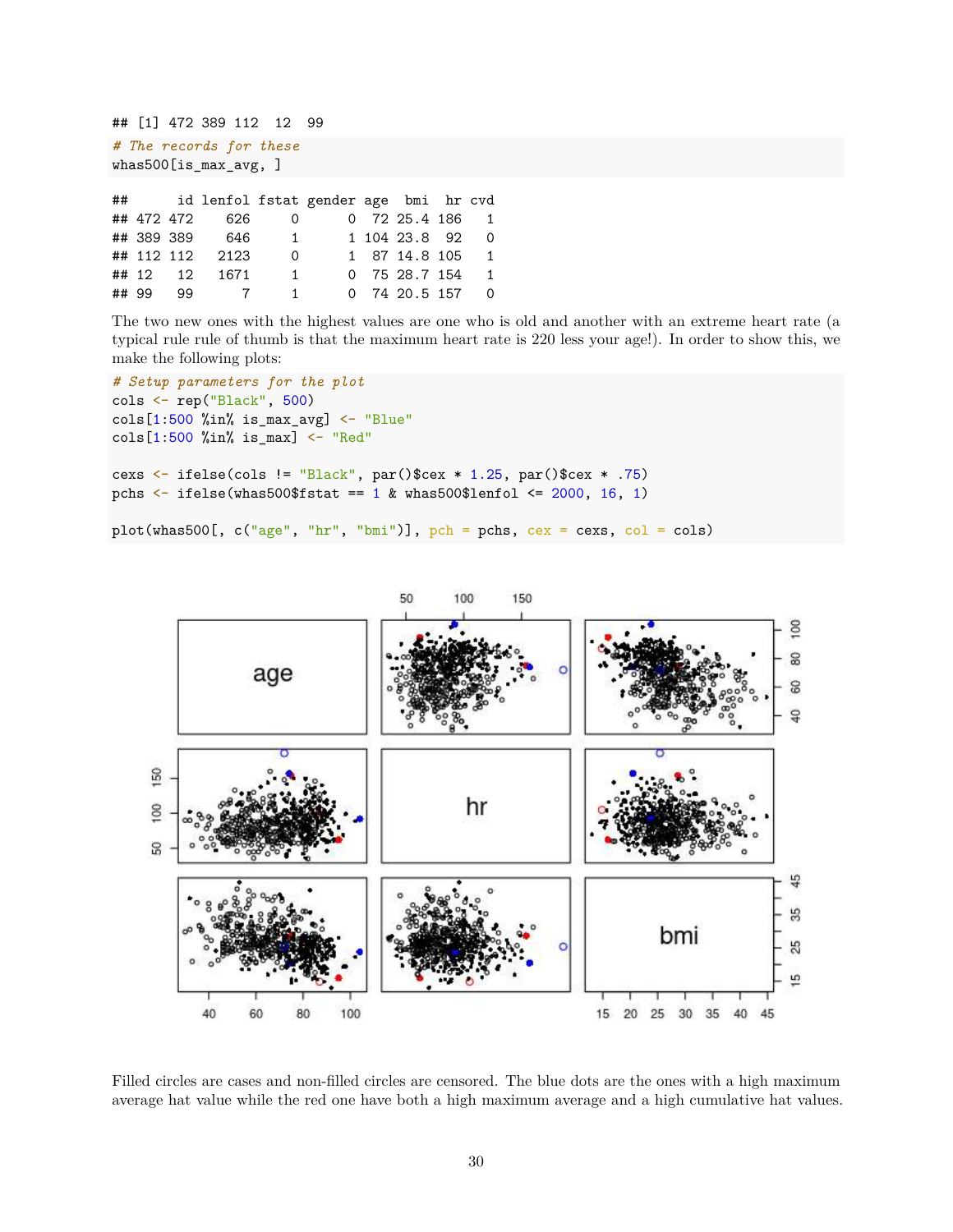```
## [1] 472 389 112  12  99
```

```
# The records for these
whas500[is_max_avg, ]
```

```
##      id lenfol fstat gender age  bmi  hr cvd
## 472 472    626     0      0  72 25.4 186   1
## 389 389    646     1      1 104 23.8  92   0
## 112 112   2123     0      1  87 14.8 105   1
## 12   12   1671     1      0  75 28.7 154   1
## 99   99      7     1      0  74 20.5 157   0
```

The two new ones with the highest values are one who is old and another with an extreme heart rate (a typical rule rule of thumb is that the maximum heart rate is 220 less your age!). In order to show this, we make the following plots:

```
# Setup parameters for the plot
cols <- rep("Black", 500)
cols[1:500 %in% is_max_avg] <- "Blue"
cols[1:500 %in% is_max] <- "Red"

cexs <- ifelse(cols != "Black", par()$cex * 1.25, par()$cex * .75)
pchs <- ifelse(whas500$fstat == 1 & whas500$lenfol <= 2000, 16, 1)

plot(whas500[, c("age", "hr", "bmi")], pch = pchs, cex = cexs, col = cols)
```

Filled circles are cases and non-filled circles are censored. The blue dots are the ones with a high maximum average hat value while the red one have both a high maximum average and a high cumulative hat values.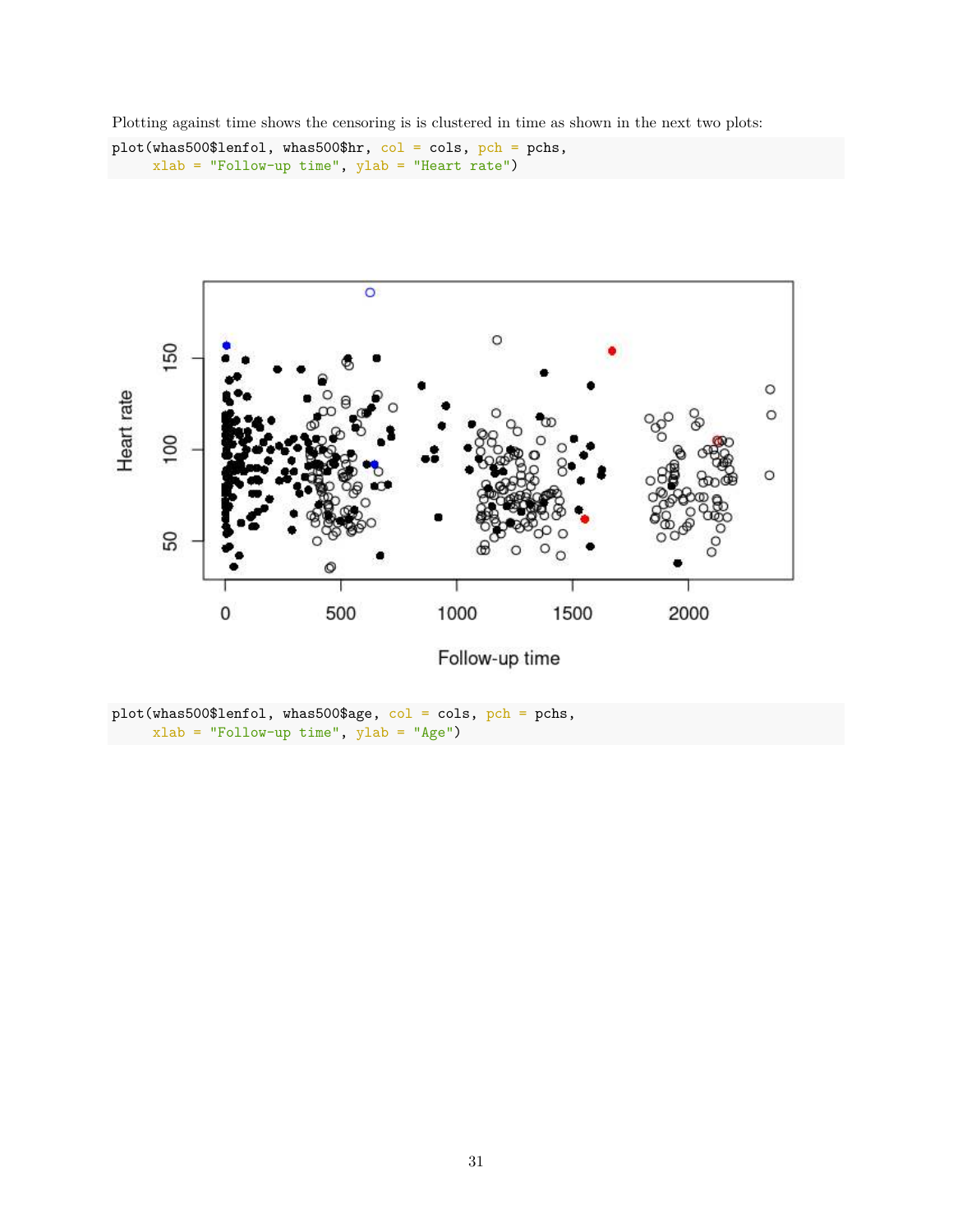Plotting against time shows the censoring is is clustered in time as shown in the next two plots:

```
plot(whas500$lenfol, whas500$hr, col = cols, pch = pchs,
     xlab = "Follow-up time", ylab = "Heart rate")
```

```
plot(whas500$lenfol, whas500$age, col = cols, pch = pchs,
     xlab = "Follow-up time", ylab = "Age")
```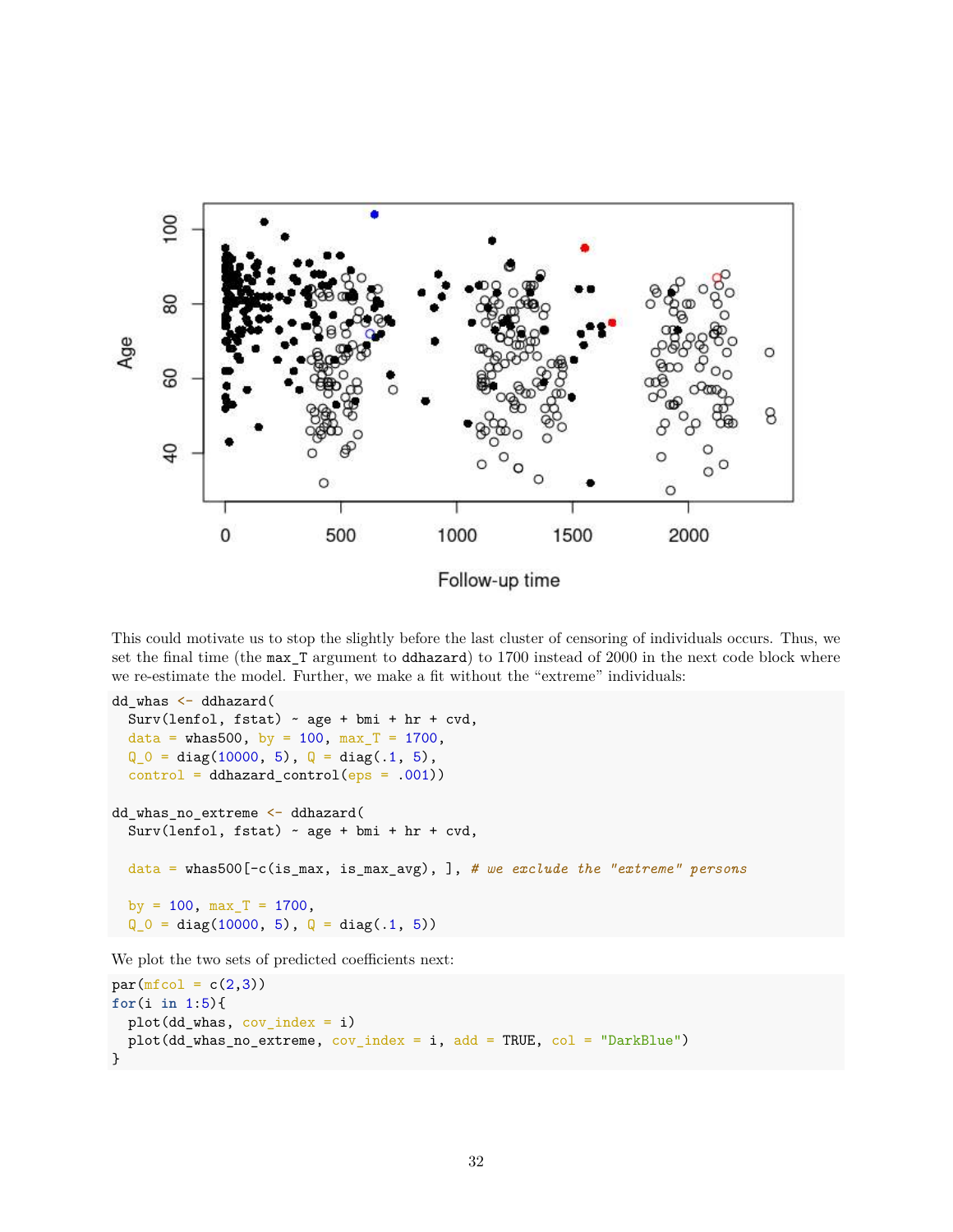This could motivate us to stop the slightly before the last cluster of censoring of individuals occurs. Thus, we set the final time (the `max_T` argument to `ddhazard`) to 1700 instead of 2000 in the next code block where we re-estimate the model. Further, we make a fit without the "extreme" individuals:

```
dd_whas <- ddhazard(
  Surv(lenfol, fstat) ~ age + bmi + hr + cvd,
  data = whas500, by = 100, max_T = 1700,
  Q_0 = diag(10000, 5), Q = diag(.1, 5),
  control = ddhazard_control(eps = .001))

dd_whas_no_extreme <- ddhazard(
  Surv(lenfol, fstat) ~ age + bmi + hr + cvd,

  data = whas500[-c(is_max, is_max_avg), ], # we exclude the "extreme" persons

  by = 100, max_T = 1700,
  Q_0 = diag(10000, 5), Q = diag(.1, 5))
```

We plot the two sets of predicted coefficients next:

```
par(mfcol = c(2,3))
for(i in 1:5){
  plot(dd_whas, cov_index = i)
  plot(dd_whas_no_extreme, cov_index = i, add = TRUE, col = "DarkBlue")
}
```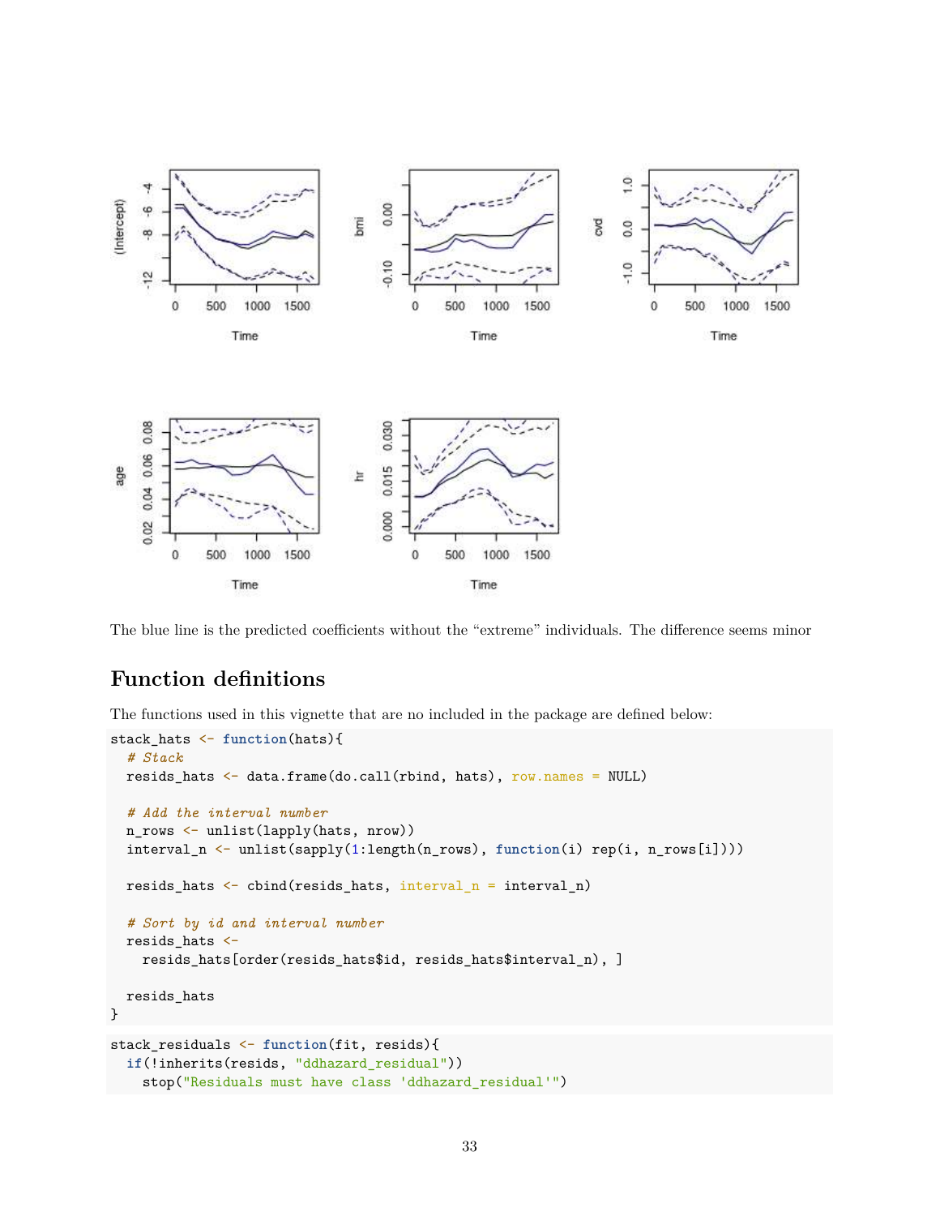The blue line is the predicted coefficients without the "extreme" individuals. The difference seems minor

## Function definitions

The functions used in this vignette that are no included in the package are defined below:

```
stack_hats <- function(hats){
  # Stack
  resids_hats <- data.frame(do.call(rbind, hats), row.names = NULL)

  # Add the interval number
  n_rows <- unlist(lapply(hats, nrow))
  interval_n <- unlist(sapply(1:length(n_rows), function(i) rep(i, n_rows[i])))

  resids_hats <- cbind(resids_hats, interval_n = interval_n)

  # Sort by id and interval number
  resids_hats <-
    resids_hats[order(resids_hats$id, resids_hats$interval_n), ]

  resids_hats
}
```

```
stack_residuals <- function(fit, resids){
  if(!inherits(resids, "ddhazard_residual"))
    stop("Residuals must have class 'ddhazard_residual'")
```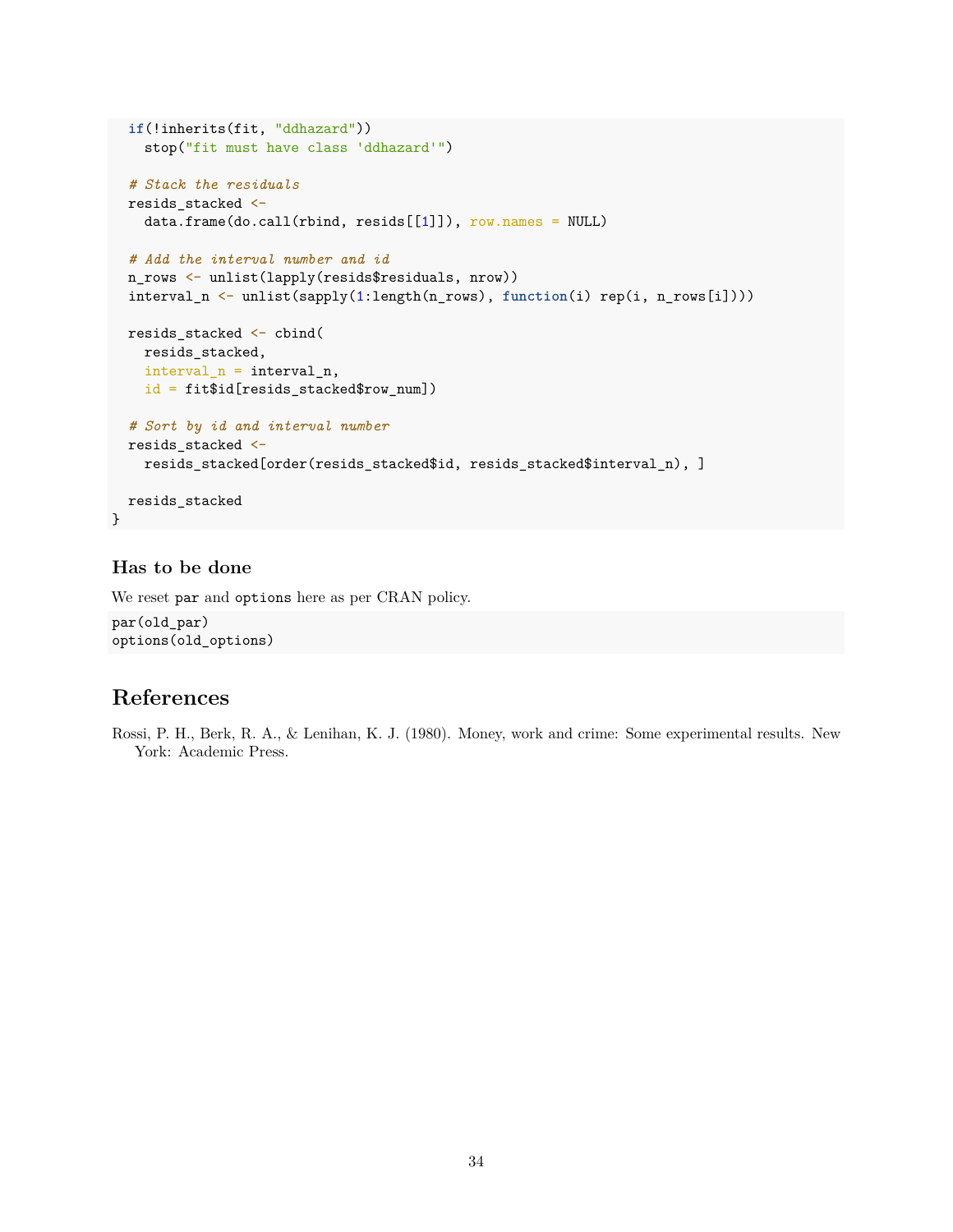```r
  if(!inherits(fit, "ddhazard"))
    stop("fit must have class 'ddhazard'")

  # Stack the residuals
  resids_stacked <-
    data.frame(do.call(rbind, resids[[1]]), row.names = NULL)

  # Add the interval number and id
  n_rows <- unlist(lapply(resids$residuals, nrow))
  interval_n <- unlist(sapply(1:length(n_rows), function(i) rep(i, n_rows[i])))

  resids_stacked <- cbind(
    resids_stacked,
    interval_n = interval_n,
    id = fit$id[resids_stacked$row_num])

  # Sort by id and interval number
  resids_stacked <-
    resids_stacked[order(resids_stacked$id, resids_stacked$interval_n), ]

  resids_stacked
}
```

### Has to be done

We reset `par` and `options` here as per CRAN policy.

```r
par(old_par)
options(old_options)
```

## References

Rossi, P. H., Berk, R. A., & Lenihan, K. J. (1980). Money, work and crime: Some experimental results. New York: Academic Press.